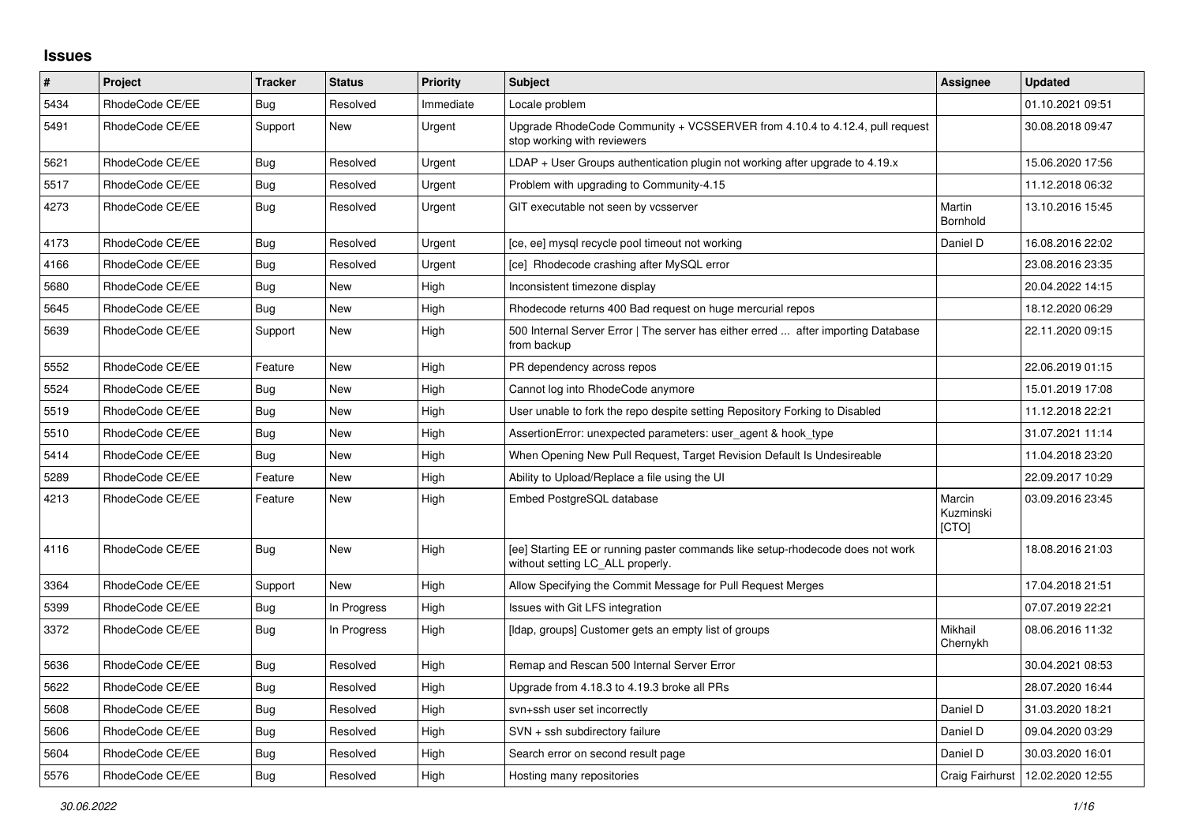# Issues

| # | Project | Tracker | Status | Priority | Subject | Assignee | Updated |
|---|---|---|---|---|---|---|---|
| 5434 | RhodeCode CE/EE | Bug | Resolved | Immediate | Locale problem | | 01.10.2021 09:51 |
| 5491 | RhodeCode CE/EE | Support | New | Urgent | Upgrade RhodeCode Community + VCSSERVER from 4.10.4 to 4.12.4, pull request stop working with reviewers | | 30.08.2018 09:47 |
| 5621 | RhodeCode CE/EE | Bug | Resolved | Urgent | LDAP + User Groups authentication plugin not working after upgrade to 4.19.x | | 15.06.2020 17:56 |
| 5517 | RhodeCode CE/EE | Bug | Resolved | Urgent | Problem with upgrading to Community-4.15 | | 11.12.2018 06:32 |
| 4273 | RhodeCode CE/EE | Bug | Resolved | Urgent | GIT executable not seen by vcsserver | Martin Bornhold | 13.10.2016 15:45 |
| 4173 | RhodeCode CE/EE | Bug | Resolved | Urgent | [ce, ee] mysql recycle pool timeout not working | Daniel D | 16.08.2016 22:02 |
| 4166 | RhodeCode CE/EE | Bug | Resolved | Urgent | [ce] Rhodecode crashing after MySQL error | | 23.08.2016 23:35 |
| 5680 | RhodeCode CE/EE | Bug | New | High | Inconsistent timezone display | | 20.04.2022 14:15 |
| 5645 | RhodeCode CE/EE | Bug | New | High | Rhodecode returns 400 Bad request on huge mercurial repos | | 18.12.2020 06:29 |
| 5639 | RhodeCode CE/EE | Support | New | High | 500 Internal Server Error \| The server has either erred ... after importing Database from backup | | 22.11.2020 09:15 |
| 5552 | RhodeCode CE/EE | Feature | New | High | PR dependency across repos | | 22.06.2019 01:15 |
| 5524 | RhodeCode CE/EE | Bug | New | High | Cannot log into RhodeCode anymore | | 15.01.2019 17:08 |
| 5519 | RhodeCode CE/EE | Bug | New | High | User unable to fork the repo despite setting Repository Forking to Disabled | | 11.12.2018 22:21 |
| 5510 | RhodeCode CE/EE | Bug | New | High | AssertionError: unexpected parameters: user_agent & hook_type | | 31.07.2021 11:14 |
| 5414 | RhodeCode CE/EE | Bug | New | High | When Opening New Pull Request, Target Revision Default Is Undesireable | | 11.04.2018 23:20 |
| 5289 | RhodeCode CE/EE | Feature | New | High | Ability to Upload/Replace a file using the UI | | 22.09.2017 10:29 |
| 4213 | RhodeCode CE/EE | Feature | New | High | Embed PostgreSQL database | Marcin Kuzminski [CTO] | 03.09.2016 23:45 |
| 4116 | RhodeCode CE/EE | Bug | New | High | [ee] Starting EE or running paster commands like setup-rhodecode does not work without setting LC_ALL properly. | | 18.08.2016 21:03 |
| 3364 | RhodeCode CE/EE | Support | New | High | Allow Specifying the Commit Message for Pull Request Merges | | 17.04.2018 21:51 |
| 5399 | RhodeCode CE/EE | Bug | In Progress | High | Issues with Git LFS integration | | 07.07.2019 22:21 |
| 3372 | RhodeCode CE/EE | Bug | In Progress | High | [ldap, groups] Customer gets an empty list of groups | Mikhail Chernykh | 08.06.2016 11:32 |
| 5636 | RhodeCode CE/EE | Bug | Resolved | High | Remap and Rescan 500 Internal Server Error | | 30.04.2021 08:53 |
| 5622 | RhodeCode CE/EE | Bug | Resolved | High | Upgrade from 4.18.3 to 4.19.3 broke all PRs | | 28.07.2020 16:44 |
| 5608 | RhodeCode CE/EE | Bug | Resolved | High | svn+ssh user set incorrectly | Daniel D | 31.03.2020 18:21 |
| 5606 | RhodeCode CE/EE | Bug | Resolved | High | SVN + ssh subdirectory failure | Daniel D | 09.04.2020 03:29 |
| 5604 | RhodeCode CE/EE | Bug | Resolved | High | Search error on second result page | Daniel D | 30.03.2020 16:01 |
| 5576 | RhodeCode CE/EE | Bug | Resolved | High | Hosting many repositories | Craig Fairhurst | 12.02.2020 12:55 |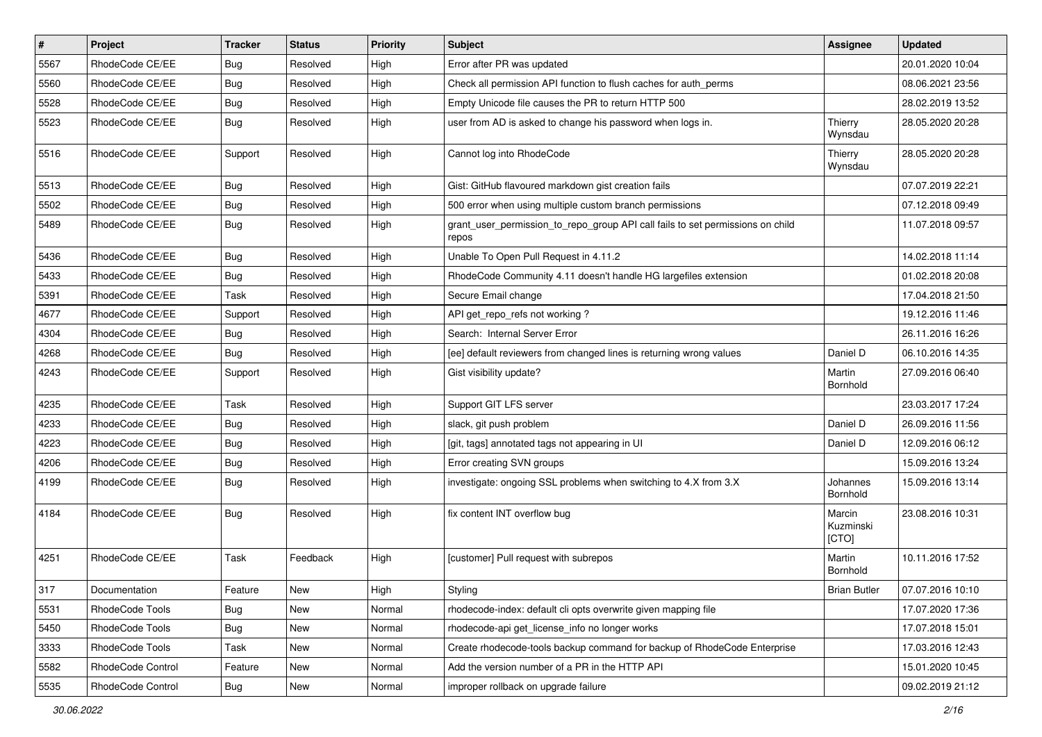| # | Project | Tracker | Status | Priority | Subject | Assignee | Updated |
|---|---|---|---|---|---|---|---|
| 5567 | RhodeCode CE/EE | Bug | Resolved | High | Error after PR was updated | | 20.01.2020 10:04 |
| 5560 | RhodeCode CE/EE | Bug | Resolved | High | Check all permission API function to flush caches for auth_perms | | 08.06.2021 23:56 |
| 5528 | RhodeCode CE/EE | Bug | Resolved | High | Empty Unicode file causes the PR to return HTTP 500 | | 28.02.2019 13:52 |
| 5523 | RhodeCode CE/EE | Bug | Resolved | High | user from AD is asked to change his password when logs in. | Thierry Wynsdau | 28.05.2020 20:28 |
| 5516 | RhodeCode CE/EE | Support | Resolved | High | Cannot log into RhodeCode | Thierry Wynsdau | 28.05.2020 20:28 |
| 5513 | RhodeCode CE/EE | Bug | Resolved | High | Gist: GitHub flavoured markdown gist creation fails | | 07.07.2019 22:21 |
| 5502 | RhodeCode CE/EE | Bug | Resolved | High | 500 error when using multiple custom branch permissions | | 07.12.2018 09:49 |
| 5489 | RhodeCode CE/EE | Bug | Resolved | High | grant_user_permission_to_repo_group API call fails to set permissions on child repos | | 11.07.2018 09:57 |
| 5436 | RhodeCode CE/EE | Bug | Resolved | High | Unable To Open Pull Request in 4.11.2 | | 14.02.2018 11:14 |
| 5433 | RhodeCode CE/EE | Bug | Resolved | High | RhodeCode Community 4.11 doesn't handle HG largefiles extension | | 01.02.2018 20:08 |
| 5391 | RhodeCode CE/EE | Task | Resolved | High | Secure Email change | | 17.04.2018 21:50 |
| 4677 | RhodeCode CE/EE | Support | Resolved | High | API get_repo_refs not working ? | | 19.12.2016 11:46 |
| 4304 | RhodeCode CE/EE | Bug | Resolved | High | Search: Internal Server Error | | 26.11.2016 16:26 |
| 4268 | RhodeCode CE/EE | Bug | Resolved | High | [ee] default reviewers from changed lines is returning wrong values | Daniel D | 06.10.2016 14:35 |
| 4243 | RhodeCode CE/EE | Support | Resolved | High | Gist visibility update? | Martin Bornhold | 27.09.2016 06:40 |
| 4235 | RhodeCode CE/EE | Task | Resolved | High | Support GIT LFS server | | 23.03.2017 17:24 |
| 4233 | RhodeCode CE/EE | Bug | Resolved | High | slack, git push problem | Daniel D | 26.09.2016 11:56 |
| 4223 | RhodeCode CE/EE | Bug | Resolved | High | [git, tags] annotated tags not appearing in UI | Daniel D | 12.09.2016 06:12 |
| 4206 | RhodeCode CE/EE | Bug | Resolved | High | Error creating SVN groups | | 15.09.2016 13:24 |
| 4199 | RhodeCode CE/EE | Bug | Resolved | High | investigate: ongoing SSL problems when switching to 4.X from 3.X | Johannes Bornhold | 15.09.2016 13:14 |
| 4184 | RhodeCode CE/EE | Bug | Resolved | High | fix content INT overflow bug | Marcin Kuzminski [CTO] | 23.08.2016 10:31 |
| 4251 | RhodeCode CE/EE | Task | Feedback | High | [customer] Pull request with subrepos | Martin Bornhold | 10.11.2016 17:52 |
| 317 | Documentation | Feature | New | High | Styling | Brian Butler | 07.07.2016 10:10 |
| 5531 | RhodeCode Tools | Bug | New | Normal | rhodecode-index: default cli opts overwrite given mapping file | | 17.07.2020 17:36 |
| 5450 | RhodeCode Tools | Bug | New | Normal | rhodecode-api get_license_info no longer works | | 17.07.2018 15:01 |
| 3333 | RhodeCode Tools | Task | New | Normal | Create rhodecode-tools backup command for backup of RhodeCode Enterprise | | 17.03.2016 12:43 |
| 5582 | RhodeCode Control | Feature | New | Normal | Add the version number of a PR in the HTTP API | | 15.01.2020 10:45 |
| 5535 | RhodeCode Control | Bug | New | Normal | improper rollback on upgrade failure | | 09.02.2019 21:12 |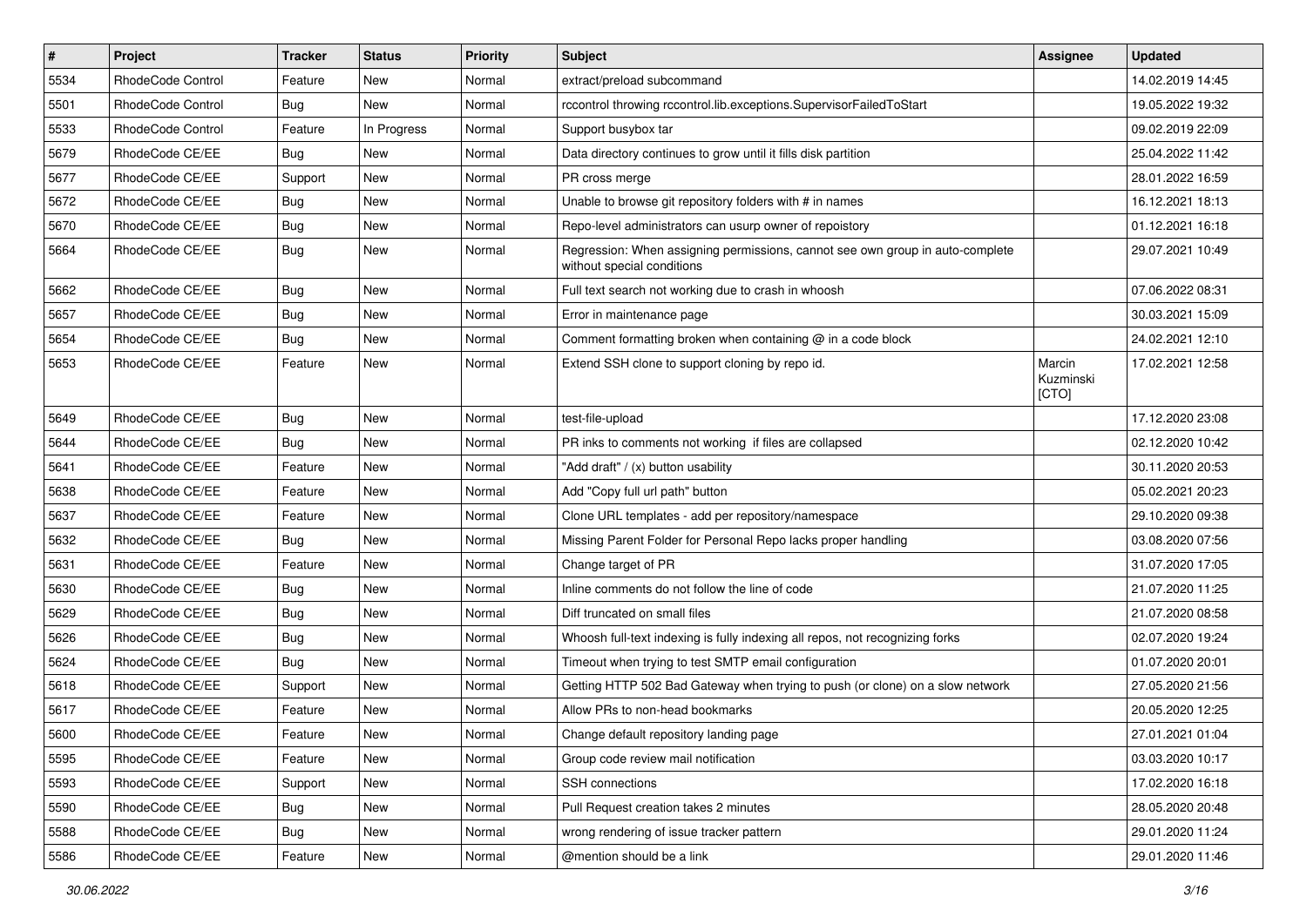| # | Project | Tracker | Status | Priority | Subject | Assignee | Updated |
|---|---|---|---|---|---|---|---|
| 5534 | RhodeCode Control | Feature | New | Normal | extract/preload subcommand | | 14.02.2019 14:45 |
| 5501 | RhodeCode Control | Bug | New | Normal | rccontrol throwing rccontrol.lib.exceptions.SupervisorFailedToStart | | 19.05.2022 19:32 |
| 5533 | RhodeCode Control | Feature | In Progress | Normal | Support busybox tar | | 09.02.2019 22:09 |
| 5679 | RhodeCode CE/EE | Bug | New | Normal | Data directory continues to grow until it fills disk partition | | 25.04.2022 11:42 |
| 5677 | RhodeCode CE/EE | Support | New | Normal | PR cross merge | | 28.01.2022 16:59 |
| 5672 | RhodeCode CE/EE | Bug | New | Normal | Unable to browse git repository folders with # in names | | 16.12.2021 18:13 |
| 5670 | RhodeCode CE/EE | Bug | New | Normal | Repo-level administrators can usurp owner of repoistory | | 01.12.2021 16:18 |
| 5664 | RhodeCode CE/EE | Bug | New | Normal | Regression: When assigning permissions, cannot see own group in auto-complete without special conditions | | 29.07.2021 10:49 |
| 5662 | RhodeCode CE/EE | Bug | New | Normal | Full text search not working due to crash in whoosh | | 07.06.2022 08:31 |
| 5657 | RhodeCode CE/EE | Bug | New | Normal | Error in maintenance page | | 30.03.2021 15:09 |
| 5654 | RhodeCode CE/EE | Bug | New | Normal | Comment formatting broken when containing @ in a code block | | 24.02.2021 12:10 |
| 5653 | RhodeCode CE/EE | Feature | New | Normal | Extend SSH clone to support cloning by repo id. | Marcin Kuzminski [CTO] | 17.02.2021 12:58 |
| 5649 | RhodeCode CE/EE | Bug | New | Normal | test-file-upload | | 17.12.2020 23:08 |
| 5644 | RhodeCode CE/EE | Bug | New | Normal | PR inks to comments not working if files are collapsed | | 02.12.2020 10:42 |
| 5641 | RhodeCode CE/EE | Feature | New | Normal | "Add draft" / (x) button usability | | 30.11.2020 20:53 |
| 5638 | RhodeCode CE/EE | Feature | New | Normal | Add "Copy full url path" button | | 05.02.2021 20:23 |
| 5637 | RhodeCode CE/EE | Feature | New | Normal | Clone URL templates - add per repository/namespace | | 29.10.2020 09:38 |
| 5632 | RhodeCode CE/EE | Bug | New | Normal | Missing Parent Folder for Personal Repo lacks proper handling | | 03.08.2020 07:56 |
| 5631 | RhodeCode CE/EE | Feature | New | Normal | Change target of PR | | 31.07.2020 17:05 |
| 5630 | RhodeCode CE/EE | Bug | New | Normal | Inline comments do not follow the line of code | | 21.07.2020 11:25 |
| 5629 | RhodeCode CE/EE | Bug | New | Normal | Diff truncated on small files | | 21.07.2020 08:58 |
| 5626 | RhodeCode CE/EE | Bug | New | Normal | Whoosh full-text indexing is fully indexing all repos, not recognizing forks | | 02.07.2020 19:24 |
| 5624 | RhodeCode CE/EE | Bug | New | Normal | Timeout when trying to test SMTP email configuration | | 01.07.2020 20:01 |
| 5618 | RhodeCode CE/EE | Support | New | Normal | Getting HTTP 502 Bad Gateway when trying to push (or clone) on a slow network | | 27.05.2020 21:56 |
| 5617 | RhodeCode CE/EE | Feature | New | Normal | Allow PRs to non-head bookmarks | | 20.05.2020 12:25 |
| 5600 | RhodeCode CE/EE | Feature | New | Normal | Change default repository landing page | | 27.01.2021 01:04 |
| 5595 | RhodeCode CE/EE | Feature | New | Normal | Group code review mail notification | | 03.03.2020 10:17 |
| 5593 | RhodeCode CE/EE | Support | New | Normal | SSH connections | | 17.02.2020 16:18 |
| 5590 | RhodeCode CE/EE | Bug | New | Normal | Pull Request creation takes 2 minutes | | 28.05.2020 20:48 |
| 5588 | RhodeCode CE/EE | Bug | New | Normal | wrong rendering of issue tracker pattern | | 29.01.2020 11:24 |
| 5586 | RhodeCode CE/EE | Feature | New | Normal | @mention should be a link | | 29.01.2020 11:46 |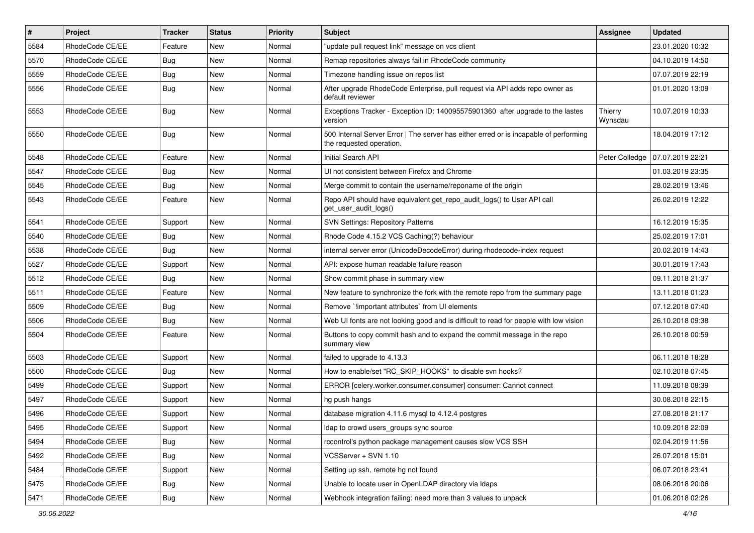| # | Project | Tracker | Status | Priority | Subject | Assignee | Updated |
| --- | --- | --- | --- | --- | --- | --- | --- |
| 5584 | RhodeCode CE/EE | Feature | New | Normal | "update pull request link" message on vcs client | | 23.01.2020 10:32 |
| 5570 | RhodeCode CE/EE | Bug | New | Normal | Remap repositories always fail in RhodeCode community | | 04.10.2019 14:50 |
| 5559 | RhodeCode CE/EE | Bug | New | Normal | Timezone handling issue on repos list | | 07.07.2019 22:19 |
| 5556 | RhodeCode CE/EE | Bug | New | Normal | After upgrade RhodeCode Enterprise, pull request via API adds repo owner as default reviewer | | 01.01.2020 13:09 |
| 5553 | RhodeCode CE/EE | Bug | New | Normal | Exceptions Tracker - Exception ID: 140095575901360 after upgrade to the lastes version | Thierry Wynsdau | 10.07.2019 10:33 |
| 5550 | RhodeCode CE/EE | Bug | New | Normal | 500 Internal Server Error \| The server has either erred or is incapable of performing the requested operation. | | 18.04.2019 17:12 |
| 5548 | RhodeCode CE/EE | Feature | New | Normal | Initial Search API | Peter Colledge | 07.07.2019 22:21 |
| 5547 | RhodeCode CE/EE | Bug | New | Normal | UI not consistent between Firefox and Chrome | | 01.03.2019 23:35 |
| 5545 | RhodeCode CE/EE | Bug | New | Normal | Merge commit to contain the username/reponame of the origin | | 28.02.2019 13:46 |
| 5543 | RhodeCode CE/EE | Feature | New | Normal | Repo API should have equivalent get_repo_audit_logs() to User API call get_user_audit_logs() | | 26.02.2019 12:22 |
| 5541 | RhodeCode CE/EE | Support | New | Normal | SVN Settings: Repository Patterns | | 16.12.2019 15:35 |
| 5540 | RhodeCode CE/EE | Bug | New | Normal | Rhode Code 4.15.2 VCS Caching(?) behaviour | | 25.02.2019 17:01 |
| 5538 | RhodeCode CE/EE | Bug | New | Normal | internal server error (UnicodeDecodeError) during rhodecode-index request | | 20.02.2019 14:43 |
| 5527 | RhodeCode CE/EE | Support | New | Normal | API: expose human readable failure reason | | 30.01.2019 17:43 |
| 5512 | RhodeCode CE/EE | Bug | New | Normal | Show commit phase in summary view | | 09.11.2018 21:37 |
| 5511 | RhodeCode CE/EE | Feature | New | Normal | New feature to synchronize the fork with the remote repo from the summary page | | 13.11.2018 01:23 |
| 5509 | RhodeCode CE/EE | Bug | New | Normal | Remove `!important attributes` from UI elements | | 07.12.2018 07:40 |
| 5506 | RhodeCode CE/EE | Bug | New | Normal | Web UI fonts are not looking good and is difficult to read for people with low vision | | 26.10.2018 09:38 |
| 5504 | RhodeCode CE/EE | Feature | New | Normal | Buttons to copy commit hash and to expand the commit message in the repo summary view | | 26.10.2018 00:59 |
| 5503 | RhodeCode CE/EE | Support | New | Normal | failed to upgrade to 4.13.3 | | 06.11.2018 18:28 |
| 5500 | RhodeCode CE/EE | Bug | New | Normal | How to enable/set "RC_SKIP_HOOKS" to disable svn hooks? | | 02.10.2018 07:45 |
| 5499 | RhodeCode CE/EE | Support | New | Normal | ERROR [celery.worker.consumer.consumer] consumer: Cannot connect | | 11.09.2018 08:39 |
| 5497 | RhodeCode CE/EE | Support | New | Normal | hg push hangs | | 30.08.2018 22:15 |
| 5496 | RhodeCode CE/EE | Support | New | Normal | database migration 4.11.6 mysql to 4.12.4 postgres | | 27.08.2018 21:17 |
| 5495 | RhodeCode CE/EE | Support | New | Normal | ldap to crowd users_groups sync source | | 10.09.2018 22:09 |
| 5494 | RhodeCode CE/EE | Bug | New | Normal | rccontrol's python package management causes slow VCS SSH | | 02.04.2019 11:56 |
| 5492 | RhodeCode CE/EE | Bug | New | Normal | VCSServer + SVN 1.10 | | 26.07.2018 15:01 |
| 5484 | RhodeCode CE/EE | Support | New | Normal | Setting up ssh, remote hg not found | | 06.07.2018 23:41 |
| 5475 | RhodeCode CE/EE | Bug | New | Normal | Unable to locate user in OpenLDAP directory via ldaps | | 08.06.2018 20:06 |
| 5471 | RhodeCode CE/EE | Bug | New | Normal | Webhook integration failing: need more than 3 values to unpack | | 01.06.2018 02:26 |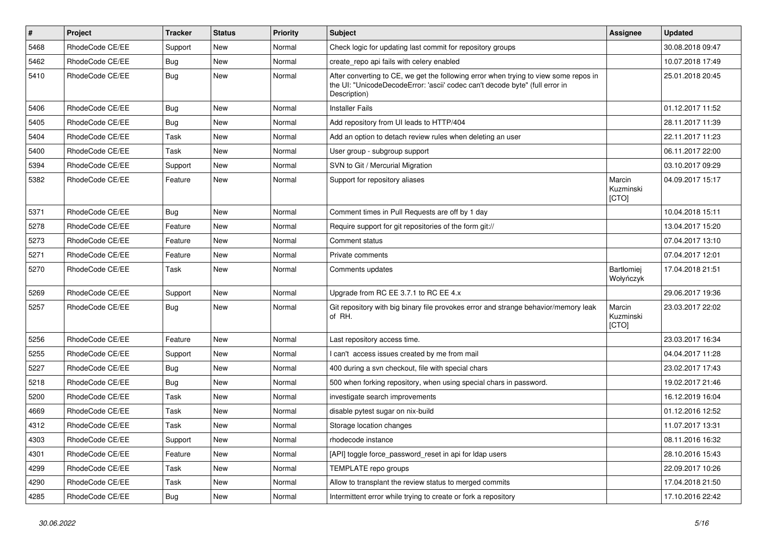| # | Project | Tracker | Status | Priority | Subject | Assignee | Updated |
|---|---|---|---|---|---|---|---|
| 5468 | RhodeCode CE/EE | Support | New | Normal | Check logic for updating last commit for repository groups | | 30.08.2018 09:47 |
| 5462 | RhodeCode CE/EE | Bug | New | Normal | create_repo api fails with celery enabled | | 10.07.2018 17:49 |
| 5410 | RhodeCode CE/EE | Bug | New | Normal | After converting to CE, we get the following error when trying to view some repos in the UI: "UnicodeDecodeError: 'ascii' codec can't decode byte" (full error in Description) | | 25.01.2018 20:45 |
| 5406 | RhodeCode CE/EE | Bug | New | Normal | Installer Fails | | 01.12.2017 11:52 |
| 5405 | RhodeCode CE/EE | Bug | New | Normal | Add repository from UI leads to HTTP/404 | | 28.11.2017 11:39 |
| 5404 | RhodeCode CE/EE | Task | New | Normal | Add an option to detach review rules when deleting an user | | 22.11.2017 11:23 |
| 5400 | RhodeCode CE/EE | Task | New | Normal | User group - subgroup support | | 06.11.2017 22:00 |
| 5394 | RhodeCode CE/EE | Support | New | Normal | SVN to Git / Mercurial Migration | | 03.10.2017 09:29 |
| 5382 | RhodeCode CE/EE | Feature | New | Normal | Support for repository aliases | Marcin Kuzminski [CTO] | 04.09.2017 15:17 |
| 5371 | RhodeCode CE/EE | Bug | New | Normal | Comment times in Pull Requests are off by 1 day | | 10.04.2018 15:11 |
| 5278 | RhodeCode CE/EE | Feature | New | Normal | Require support for git repositories of the form git:// | | 13.04.2017 15:20 |
| 5273 | RhodeCode CE/EE | Feature | New | Normal | Comment status | | 07.04.2017 13:10 |
| 5271 | RhodeCode CE/EE | Feature | New | Normal | Private comments | | 07.04.2017 12:01 |
| 5270 | RhodeCode CE/EE | Task | New | Normal | Comments updates | Bartłomiej Wołyńczyk | 17.04.2018 21:51 |
| 5269 | RhodeCode CE/EE | Support | New | Normal | Upgrade from RC EE 3.7.1 to RC EE 4.x | | 29.06.2017 19:36 |
| 5257 | RhodeCode CE/EE | Bug | New | Normal | Git repository with big binary file provokes error and strange behavior/memory leak of RH. | Marcin Kuzminski [CTO] | 23.03.2017 22:02 |
| 5256 | RhodeCode CE/EE | Feature | New | Normal | Last repository access time. | | 23.03.2017 16:34 |
| 5255 | RhodeCode CE/EE | Support | New | Normal | I can't access issues created by me from mail | | 04.04.2017 11:28 |
| 5227 | RhodeCode CE/EE | Bug | New | Normal | 400 during a svn checkout, file with special chars | | 23.02.2017 17:43 |
| 5218 | RhodeCode CE/EE | Bug | New | Normal | 500 when forking repository, when using special chars in password. | | 19.02.2017 21:46 |
| 5200 | RhodeCode CE/EE | Task | New | Normal | investigate search improvements | | 16.12.2019 16:04 |
| 4669 | RhodeCode CE/EE | Task | New | Normal | disable pytest sugar on nix-build | | 01.12.2016 12:52 |
| 4312 | RhodeCode CE/EE | Task | New | Normal | Storage location changes | | 11.07.2017 13:31 |
| 4303 | RhodeCode CE/EE | Support | New | Normal | rhodecode instance | | 08.11.2016 16:32 |
| 4301 | RhodeCode CE/EE | Feature | New | Normal | [API] toggle force_password_reset in api for ldap users | | 28.10.2016 15:43 |
| 4299 | RhodeCode CE/EE | Task | New | Normal | TEMPLATE repo groups | | 22.09.2017 10:26 |
| 4290 | RhodeCode CE/EE | Task | New | Normal | Allow to transplant the review status to merged commits | | 17.04.2018 21:50 |
| 4285 | RhodeCode CE/EE | Bug | New | Normal | Intermittent error while trying to create or fork a repository | | 17.10.2016 22:42 |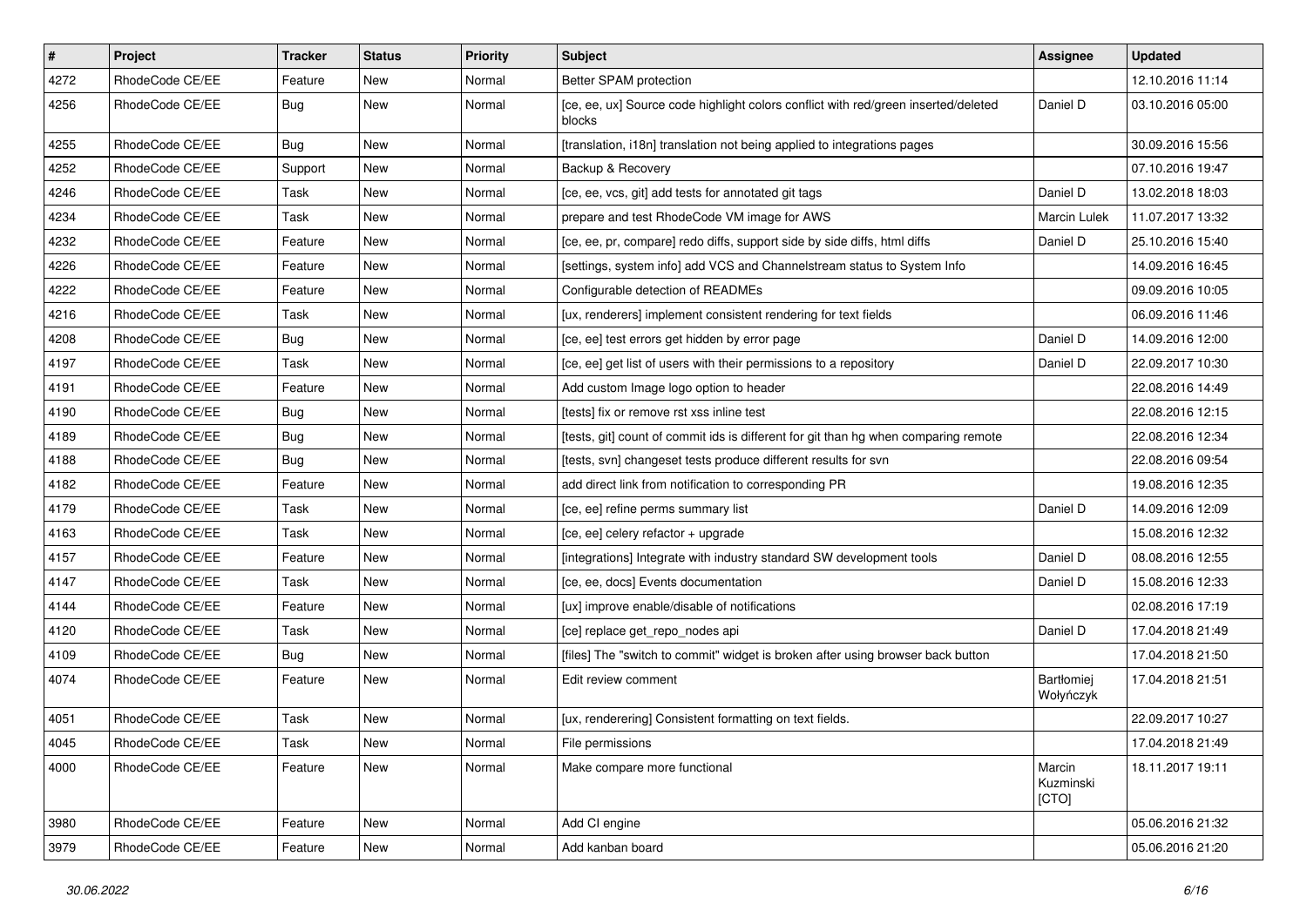| # | Project | Tracker | Status | Priority | Subject | Assignee | Updated |
| --- | --- | --- | --- | --- | --- | --- | --- |
| 4272 | RhodeCode CE/EE | Feature | New | Normal | Better SPAM protection | | 12.10.2016 11:14 |
| 4256 | RhodeCode CE/EE | Bug | New | Normal | [ce, ee, ux] Source code highlight colors conflict with red/green inserted/deleted blocks | Daniel D | 03.10.2016 05:00 |
| 4255 | RhodeCode CE/EE | Bug | New | Normal | [translation, i18n] translation not being applied to integrations pages | | 30.09.2016 15:56 |
| 4252 | RhodeCode CE/EE | Support | New | Normal | Backup & Recovery | | 07.10.2016 19:47 |
| 4246 | RhodeCode CE/EE | Task | New | Normal | [ce, ee, vcs, git] add tests for annotated git tags | Daniel D | 13.02.2018 18:03 |
| 4234 | RhodeCode CE/EE | Task | New | Normal | prepare and test RhodeCode VM image for AWS | Marcin Lulek | 11.07.2017 13:32 |
| 4232 | RhodeCode CE/EE | Feature | New | Normal | [ce, ee, pr, compare] redo diffs, support side by side diffs, html diffs | Daniel D | 25.10.2016 15:40 |
| 4226 | RhodeCode CE/EE | Feature | New | Normal | [settings, system info] add VCS and Channelstream status to System Info | | 14.09.2016 16:45 |
| 4222 | RhodeCode CE/EE | Feature | New | Normal | Configurable detection of READMEs | | 09.09.2016 10:05 |
| 4216 | RhodeCode CE/EE | Task | New | Normal | [ux, renderers] implement consistent rendering for text fields | | 06.09.2016 11:46 |
| 4208 | RhodeCode CE/EE | Bug | New | Normal | [ce, ee] test errors get hidden by error page | Daniel D | 14.09.2016 12:00 |
| 4197 | RhodeCode CE/EE | Task | New | Normal | [ce, ee] get list of users with their permissions to a repository | Daniel D | 22.09.2017 10:30 |
| 4191 | RhodeCode CE/EE | Feature | New | Normal | Add custom Image logo option to header | | 22.08.2016 14:49 |
| 4190 | RhodeCode CE/EE | Bug | New | Normal | [tests] fix or remove rst xss inline test | | 22.08.2016 12:15 |
| 4189 | RhodeCode CE/EE | Bug | New | Normal | [tests, git] count of commit ids is different for git than hg when comparing remote | | 22.08.2016 12:34 |
| 4188 | RhodeCode CE/EE | Bug | New | Normal | [tests, svn] changeset tests produce different results for svn | | 22.08.2016 09:54 |
| 4182 | RhodeCode CE/EE | Feature | New | Normal | add direct link from notification to corresponding PR | | 19.08.2016 12:35 |
| 4179 | RhodeCode CE/EE | Task | New | Normal | [ce, ee] refine perms summary list | Daniel D | 14.09.2016 12:09 |
| 4163 | RhodeCode CE/EE | Task | New | Normal | [ce, ee] celery refactor + upgrade | | 15.08.2016 12:32 |
| 4157 | RhodeCode CE/EE | Feature | New | Normal | [integrations] Integrate with industry standard SW development tools | Daniel D | 08.08.2016 12:55 |
| 4147 | RhodeCode CE/EE | Task | New | Normal | [ce, ee, docs] Events documentation | Daniel D | 15.08.2016 12:33 |
| 4144 | RhodeCode CE/EE | Feature | New | Normal | [ux] improve enable/disable of notifications | | 02.08.2016 17:19 |
| 4120 | RhodeCode CE/EE | Task | New | Normal | [ce] replace get_repo_nodes api | Daniel D | 17.04.2018 21:49 |
| 4109 | RhodeCode CE/EE | Bug | New | Normal | [files] The "switch to commit" widget is broken after using browser back button | | 17.04.2018 21:50 |
| 4074 | RhodeCode CE/EE | Feature | New | Normal | Edit review comment | Bartłomiej Wołyńczyk | 17.04.2018 21:51 |
| 4051 | RhodeCode CE/EE | Task | New | Normal | [ux, renderering] Consistent formatting on text fields. | | 22.09.2017 10:27 |
| 4045 | RhodeCode CE/EE | Task | New | Normal | File permissions | | 17.04.2018 21:49 |
| 4000 | RhodeCode CE/EE | Feature | New | Normal | Make compare more functional | Marcin Kuzminski [CTO] | 18.11.2017 19:11 |
| 3980 | RhodeCode CE/EE | Feature | New | Normal | Add CI engine | | 05.06.2016 21:32 |
| 3979 | RhodeCode CE/EE | Feature | New | Normal | Add kanban board | | 05.06.2016 21:20 |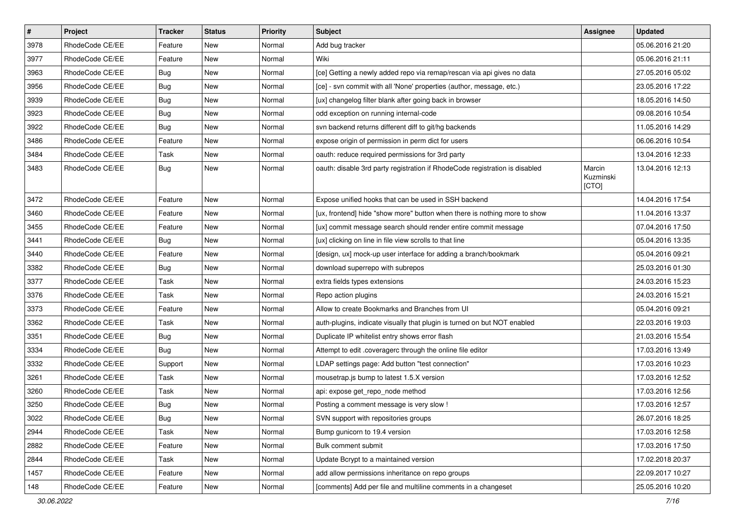| # | Project | Tracker | Status | Priority | Subject | Assignee | Updated |
|---|---|---|---|---|---|---|---|
| 3978 | RhodeCode CE/EE | Feature | New | Normal | Add bug tracker | | 05.06.2016 21:20 |
| 3977 | RhodeCode CE/EE | Feature | New | Normal | Wiki | | 05.06.2016 21:11 |
| 3963 | RhodeCode CE/EE | Bug | New | Normal | [ce] Getting a newly added repo via remap/rescan via api gives no data | | 27.05.2016 05:02 |
| 3956 | RhodeCode CE/EE | Bug | New | Normal | [ce] - svn commit with all 'None' properties (author, message, etc.) | | 23.05.2016 17:22 |
| 3939 | RhodeCode CE/EE | Bug | New | Normal | [ux] changelog filter blank after going back in browser | | 18.05.2016 14:50 |
| 3923 | RhodeCode CE/EE | Bug | New | Normal | odd exception on running internal-code | | 09.08.2016 10:54 |
| 3922 | RhodeCode CE/EE | Bug | New | Normal | svn backend returns different diff to git/hg backends | | 11.05.2016 14:29 |
| 3486 | RhodeCode CE/EE | Feature | New | Normal | expose origin of permission in perm dict for users | | 06.06.2016 10:54 |
| 3484 | RhodeCode CE/EE | Task | New | Normal | oauth: reduce required permissions for 3rd party | | 13.04.2016 12:33 |
| 3483 | RhodeCode CE/EE | Bug | New | Normal | oauth: disable 3rd party registration if RhodeCode registration is disabled | Marcin Kuzminski [CTO] | 13.04.2016 12:13 |
| 3472 | RhodeCode CE/EE | Feature | New | Normal | Expose unified hooks that can be used in SSH backend | | 14.04.2016 17:54 |
| 3460 | RhodeCode CE/EE | Feature | New | Normal | [ux, frontend] hide "show more" button when there is nothing more to show | | 11.04.2016 13:37 |
| 3455 | RhodeCode CE/EE | Feature | New | Normal | [ux] commit message search should render entire commit message | | 07.04.2016 17:50 |
| 3441 | RhodeCode CE/EE | Bug | New | Normal | [ux] clicking on line in file view scrolls to that line | | 05.04.2016 13:35 |
| 3440 | RhodeCode CE/EE | Feature | New | Normal | [design, ux] mock-up user interface for adding a branch/bookmark | | 05.04.2016 09:21 |
| 3382 | RhodeCode CE/EE | Bug | New | Normal | download superrepo with subrepos | | 25.03.2016 01:30 |
| 3377 | RhodeCode CE/EE | Task | New | Normal | extra fields types extensions | | 24.03.2016 15:23 |
| 3376 | RhodeCode CE/EE | Task | New | Normal | Repo action plugins | | 24.03.2016 15:21 |
| 3373 | RhodeCode CE/EE | Feature | New | Normal | Allow to create Bookmarks and Branches from UI | | 05.04.2016 09:21 |
| 3362 | RhodeCode CE/EE | Task | New | Normal | auth-plugins, indicate visually that plugin is turned on but NOT enabled | | 22.03.2016 19:03 |
| 3351 | RhodeCode CE/EE | Bug | New | Normal | Duplicate IP whitelist entry shows error flash | | 21.03.2016 15:54 |
| 3334 | RhodeCode CE/EE | Bug | New | Normal | Attempt to edit .coveragerc through the online file editor | | 17.03.2016 13:49 |
| 3332 | RhodeCode CE/EE | Support | New | Normal | LDAP settings page: Add button "test connection" | | 17.03.2016 10:23 |
| 3261 | RhodeCode CE/EE | Task | New | Normal | mousetrap.js bump to latest 1.5.X version | | 17.03.2016 12:52 |
| 3260 | RhodeCode CE/EE | Task | New | Normal | api: expose get_repo_node method | | 17.03.2016 12:56 |
| 3250 | RhodeCode CE/EE | Bug | New | Normal | Posting a comment message is very slow ! | | 17.03.2016 12:57 |
| 3022 | RhodeCode CE/EE | Bug | New | Normal | SVN support with repositories groups | | 26.07.2016 18:25 |
| 2944 | RhodeCode CE/EE | Task | New | Normal | Bump gunicorn to 19.4 version | | 17.03.2016 12:58 |
| 2882 | RhodeCode CE/EE | Feature | New | Normal | Bulk comment submit | | 17.03.2016 17:50 |
| 2844 | RhodeCode CE/EE | Task | New | Normal | Update Bcrypt to a maintained version | | 17.02.2018 20:37 |
| 1457 | RhodeCode CE/EE | Feature | New | Normal | add allow permissions inheritance on repo groups | | 22.09.2017 10:27 |
| 148 | RhodeCode CE/EE | Feature | New | Normal | [comments] Add per file and multiline comments in a changeset | | 25.05.2016 10:20 |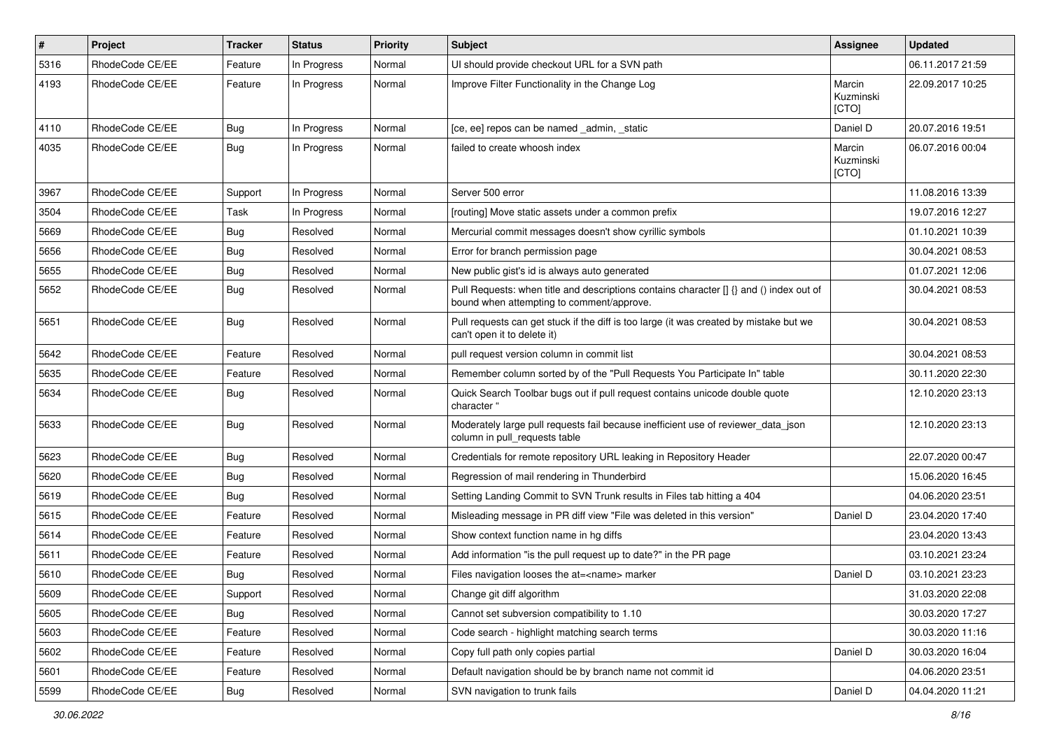| # | Project | Tracker | Status | Priority | Subject | Assignee | Updated |
|---|---|---|---|---|---|---|---|
| 5316 | RhodeCode CE/EE | Feature | In Progress | Normal | UI should provide checkout URL for a SVN path | | 06.11.2017 21:59 |
| 4193 | RhodeCode CE/EE | Feature | In Progress | Normal | Improve Filter Functionality in the Change Log | Marcin Kuzminski [CTO] | 22.09.2017 10:25 |
| 4110 | RhodeCode CE/EE | Bug | In Progress | Normal | [ce, ee] repos can be named _admin, _static | Daniel D | 20.07.2016 19:51 |
| 4035 | RhodeCode CE/EE | Bug | In Progress | Normal | failed to create whoosh index | Marcin Kuzminski [CTO] | 06.07.2016 00:04 |
| 3967 | RhodeCode CE/EE | Support | In Progress | Normal | Server 500 error | | 11.08.2016 13:39 |
| 3504 | RhodeCode CE/EE | Task | In Progress | Normal | [routing] Move static assets under a common prefix | | 19.07.2016 12:27 |
| 5669 | RhodeCode CE/EE | Bug | Resolved | Normal | Mercurial commit messages doesn't show cyrillic symbols | | 01.10.2021 10:39 |
| 5656 | RhodeCode CE/EE | Bug | Resolved | Normal | Error for branch permission page | | 30.04.2021 08:53 |
| 5655 | RhodeCode CE/EE | Bug | Resolved | Normal | New public gist's id is always auto generated | | 01.07.2021 12:06 |
| 5652 | RhodeCode CE/EE | Bug | Resolved | Normal | Pull Requests: when title and descriptions contains character [] {} and () index out of bound when attempting to comment/approve. | | 30.04.2021 08:53 |
| 5651 | RhodeCode CE/EE | Bug | Resolved | Normal | Pull requests can get stuck if the diff is too large (it was created by mistake but we can't open it to delete it) | | 30.04.2021 08:53 |
| 5642 | RhodeCode CE/EE | Feature | Resolved | Normal | pull request version column in commit list | | 30.04.2021 08:53 |
| 5635 | RhodeCode CE/EE | Feature | Resolved | Normal | Remember column sorted by of the "Pull Requests You Participate In" table | | 30.11.2020 22:30 |
| 5634 | RhodeCode CE/EE | Bug | Resolved | Normal | Quick Search Toolbar bugs out if pull request contains unicode double quote character " | | 12.10.2020 23:13 |
| 5633 | RhodeCode CE/EE | Bug | Resolved | Normal | Moderately large pull requests fail because inefficient use of reviewer_data_json column in pull_requests table | | 12.10.2020 23:13 |
| 5623 | RhodeCode CE/EE | Bug | Resolved | Normal | Credentials for remote repository URL leaking in Repository Header | | 22.07.2020 00:47 |
| 5620 | RhodeCode CE/EE | Bug | Resolved | Normal | Regression of mail rendering in Thunderbird | | 15.06.2020 16:45 |
| 5619 | RhodeCode CE/EE | Bug | Resolved | Normal | Setting Landing Commit to SVN Trunk results in Files tab hitting a 404 | | 04.06.2020 23:51 |
| 5615 | RhodeCode CE/EE | Feature | Resolved | Normal | Misleading message in PR diff view "File was deleted in this version" | Daniel D | 23.04.2020 17:40 |
| 5614 | RhodeCode CE/EE | Feature | Resolved | Normal | Show context function name in hg diffs | | 23.04.2020 13:43 |
| 5611 | RhodeCode CE/EE | Feature | Resolved | Normal | Add information "is the pull request up to date?" in the PR page | | 03.10.2021 23:24 |
| 5610 | RhodeCode CE/EE | Bug | Resolved | Normal | Files navigation looses the at=<name> marker | Daniel D | 03.10.2021 23:23 |
| 5609 | RhodeCode CE/EE | Support | Resolved | Normal | Change git diff algorithm | | 31.03.2020 22:08 |
| 5605 | RhodeCode CE/EE | Bug | Resolved | Normal | Cannot set subversion compatibility to 1.10 | | 30.03.2020 17:27 |
| 5603 | RhodeCode CE/EE | Feature | Resolved | Normal | Code search - highlight matching search terms | | 30.03.2020 11:16 |
| 5602 | RhodeCode CE/EE | Feature | Resolved | Normal | Copy full path only copies partial | Daniel D | 30.03.2020 16:04 |
| 5601 | RhodeCode CE/EE | Feature | Resolved | Normal | Default navigation should be by branch name not commit id | | 04.06.2020 23:51 |
| 5599 | RhodeCode CE/EE | Bug | Resolved | Normal | SVN navigation to trunk fails | Daniel D | 04.04.2020 11:21 |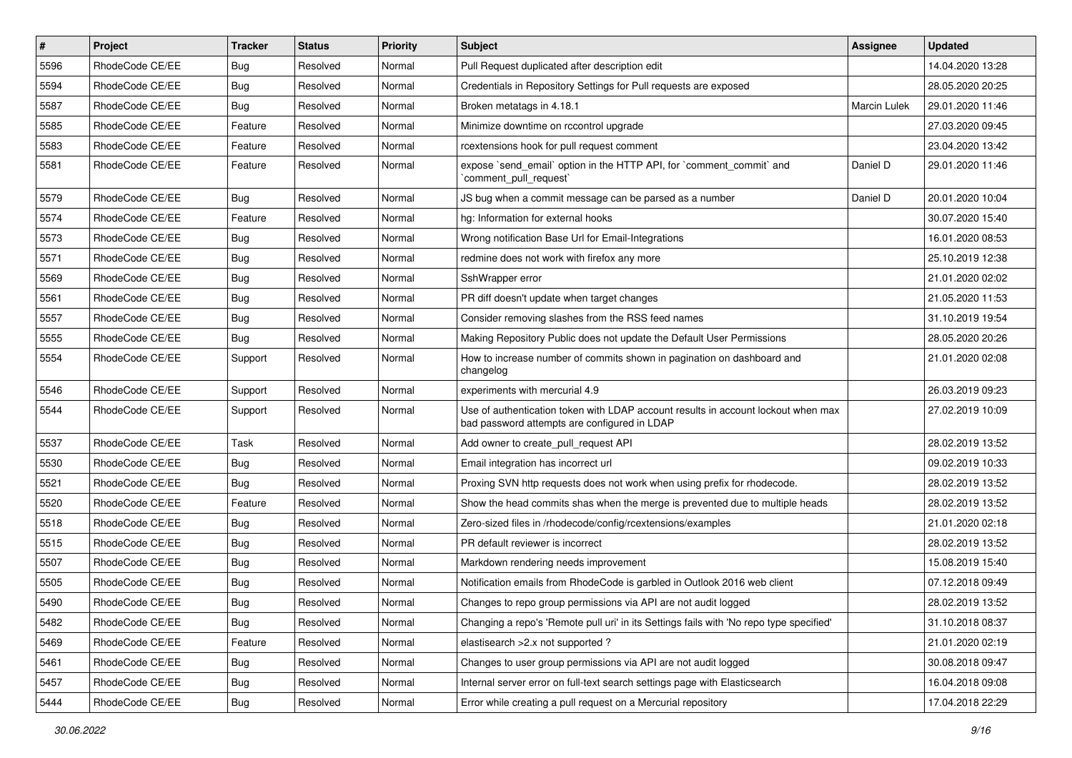| # | Project | Tracker | Status | Priority | Subject | Assignee | Updated |
|---|---|---|---|---|---|---|---|
| 5596 | RhodeCode CE/EE | Bug | Resolved | Normal | Pull Request duplicated after description edit | | 14.04.2020 13:28 |
| 5594 | RhodeCode CE/EE | Bug | Resolved | Normal | Credentials in Repository Settings for Pull requests are exposed | | 28.05.2020 20:25 |
| 5587 | RhodeCode CE/EE | Bug | Resolved | Normal | Broken metatags in 4.18.1 | Marcin Lulek | 29.01.2020 11:46 |
| 5585 | RhodeCode CE/EE | Feature | Resolved | Normal | Minimize downtime on rccontrol upgrade | | 27.03.2020 09:45 |
| 5583 | RhodeCode CE/EE | Feature | Resolved | Normal | rcextensions hook for pull request comment | | 23.04.2020 13:42 |
| 5581 | RhodeCode CE/EE | Feature | Resolved | Normal | expose `send_email` option in the HTTP API, for `comment_commit` and `comment_pull_request` | Daniel D | 29.01.2020 11:46 |
| 5579 | RhodeCode CE/EE | Bug | Resolved | Normal | JS bug when a commit message can be parsed as a number | Daniel D | 20.01.2020 10:04 |
| 5574 | RhodeCode CE/EE | Feature | Resolved | Normal | hg: Information for external hooks | | 30.07.2020 15:40 |
| 5573 | RhodeCode CE/EE | Bug | Resolved | Normal | Wrong notification Base Url for Email-Integrations | | 16.01.2020 08:53 |
| 5571 | RhodeCode CE/EE | Bug | Resolved | Normal | redmine does not work with firefox any more | | 25.10.2019 12:38 |
| 5569 | RhodeCode CE/EE | Bug | Resolved | Normal | SshWrapper error | | 21.01.2020 02:02 |
| 5561 | RhodeCode CE/EE | Bug | Resolved | Normal | PR diff doesn't update when target changes | | 21.05.2020 11:53 |
| 5557 | RhodeCode CE/EE | Bug | Resolved | Normal | Consider removing slashes from the RSS feed names | | 31.10.2019 19:54 |
| 5555 | RhodeCode CE/EE | Bug | Resolved | Normal | Making Repository Public does not update the Default User Permissions | | 28.05.2020 20:26 |
| 5554 | RhodeCode CE/EE | Support | Resolved | Normal | How to increase number of commits shown in pagination on dashboard and changelog | | 21.01.2020 02:08 |
| 5546 | RhodeCode CE/EE | Support | Resolved | Normal | experiments with mercurial 4.9 | | 26.03.2019 09:23 |
| 5544 | RhodeCode CE/EE | Support | Resolved | Normal | Use of authentication token with LDAP account results in account lockout when max bad password attempts are configured in LDAP | | 27.02.2019 10:09 |
| 5537 | RhodeCode CE/EE | Task | Resolved | Normal | Add owner to create_pull_request API | | 28.02.2019 13:52 |
| 5530 | RhodeCode CE/EE | Bug | Resolved | Normal | Email integration has incorrect url | | 09.02.2019 10:33 |
| 5521 | RhodeCode CE/EE | Bug | Resolved | Normal | Proxing SVN http requests does not work when using prefix for rhodecode. | | 28.02.2019 13:52 |
| 5520 | RhodeCode CE/EE | Feature | Resolved | Normal | Show the head commits shas when the merge is prevented due to multiple heads | | 28.02.2019 13:52 |
| 5518 | RhodeCode CE/EE | Bug | Resolved | Normal | Zero-sized files in /rhodecode/config/rcextensions/examples | | 21.01.2020 02:18 |
| 5515 | RhodeCode CE/EE | Bug | Resolved | Normal | PR default reviewer is incorrect | | 28.02.2019 13:52 |
| 5507 | RhodeCode CE/EE | Bug | Resolved | Normal | Markdown rendering needs improvement | | 15.08.2019 15:40 |
| 5505 | RhodeCode CE/EE | Bug | Resolved | Normal | Notification emails from RhodeCode is garbled in Outlook 2016 web client | | 07.12.2018 09:49 |
| 5490 | RhodeCode CE/EE | Bug | Resolved | Normal | Changes to repo group permissions via API are not audit logged | | 28.02.2019 13:52 |
| 5482 | RhodeCode CE/EE | Bug | Resolved | Normal | Changing a repo's 'Remote pull uri' in its Settings fails with 'No repo type specified' | | 31.10.2018 08:37 |
| 5469 | RhodeCode CE/EE | Feature | Resolved | Normal | elastisearch >2.x not supported ? | | 21.01.2020 02:19 |
| 5461 | RhodeCode CE/EE | Bug | Resolved | Normal | Changes to user group permissions via API are not audit logged | | 30.08.2018 09:47 |
| 5457 | RhodeCode CE/EE | Bug | Resolved | Normal | Internal server error on full-text search settings page with Elasticsearch | | 16.04.2018 09:08 |
| 5444 | RhodeCode CE/EE | Bug | Resolved | Normal | Error while creating a pull request on a Mercurial repository | | 17.04.2018 22:29 |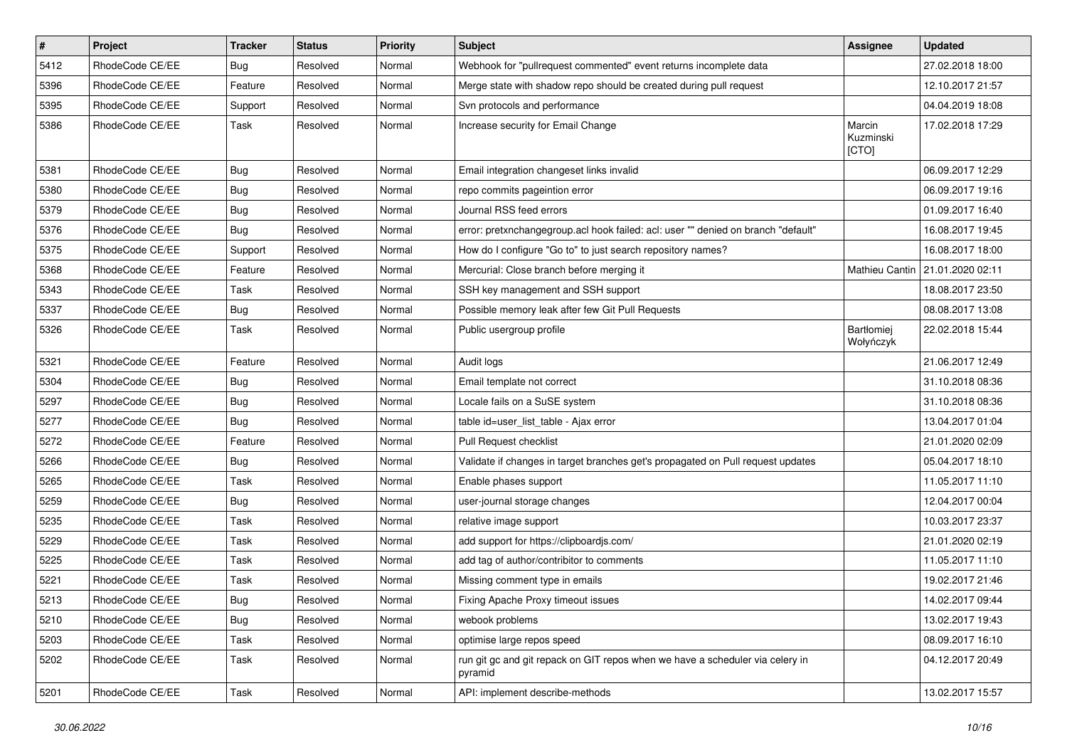| # | Project | Tracker | Status | Priority | Subject | Assignee | Updated |
|---|---|---|---|---|---|---|---|
| 5412 | RhodeCode CE/EE | Bug | Resolved | Normal | Webhook for "pullrequest commented" event returns incomplete data | | 27.02.2018 18:00 |
| 5396 | RhodeCode CE/EE | Feature | Resolved | Normal | Merge state with shadow repo should be created during pull request | | 12.10.2017 21:57 |
| 5395 | RhodeCode CE/EE | Support | Resolved | Normal | Svn protocols and performance | | 04.04.2019 18:08 |
| 5386 | RhodeCode CE/EE | Task | Resolved | Normal | Increase security for Email Change | Marcin Kuzminski [CTO] | 17.02.2018 17:29 |
| 5381 | RhodeCode CE/EE | Bug | Resolved | Normal | Email integration changeset links invalid | | 06.09.2017 12:29 |
| 5380 | RhodeCode CE/EE | Bug | Resolved | Normal | repo commits pageintion error | | 06.09.2017 19:16 |
| 5379 | RhodeCode CE/EE | Bug | Resolved | Normal | Journal RSS feed errors | | 01.09.2017 16:40 |
| 5376 | RhodeCode CE/EE | Bug | Resolved | Normal | error: pretxnchangegroup.acl hook failed: acl: user "" denied on branch "default" | | 16.08.2017 19:45 |
| 5375 | RhodeCode CE/EE | Support | Resolved | Normal | How do I configure "Go to" to just search repository names? | | 16.08.2017 18:00 |
| 5368 | RhodeCode CE/EE | Feature | Resolved | Normal | Mercurial: Close branch before merging it | Mathieu Cantin | 21.01.2020 02:11 |
| 5343 | RhodeCode CE/EE | Task | Resolved | Normal | SSH key management and SSH support | | 18.08.2017 23:50 |
| 5337 | RhodeCode CE/EE | Bug | Resolved | Normal | Possible memory leak after few Git Pull Requests | | 08.08.2017 13:08 |
| 5326 | RhodeCode CE/EE | Task | Resolved | Normal | Public usergroup profile | Bartłomiej Wołyńczyk | 22.02.2018 15:44 |
| 5321 | RhodeCode CE/EE | Feature | Resolved | Normal | Audit logs | | 21.06.2017 12:49 |
| 5304 | RhodeCode CE/EE | Bug | Resolved | Normal | Email template not correct | | 31.10.2018 08:36 |
| 5297 | RhodeCode CE/EE | Bug | Resolved | Normal | Locale fails on a SuSE system | | 31.10.2018 08:36 |
| 5277 | RhodeCode CE/EE | Bug | Resolved | Normal | table id=user_list_table - Ajax error | | 13.04.2017 01:04 |
| 5272 | RhodeCode CE/EE | Feature | Resolved | Normal | Pull Request checklist | | 21.01.2020 02:09 |
| 5266 | RhodeCode CE/EE | Bug | Resolved | Normal | Validate if changes in target branches get's propagated on Pull request updates | | 05.04.2017 18:10 |
| 5265 | RhodeCode CE/EE | Task | Resolved | Normal | Enable phases support | | 11.05.2017 11:10 |
| 5259 | RhodeCode CE/EE | Bug | Resolved | Normal | user-journal storage changes | | 12.04.2017 00:04 |
| 5235 | RhodeCode CE/EE | Task | Resolved | Normal | relative image support | | 10.03.2017 23:37 |
| 5229 | RhodeCode CE/EE | Task | Resolved | Normal | add support for https://clipboardjs.com/ | | 21.01.2020 02:19 |
| 5225 | RhodeCode CE/EE | Task | Resolved | Normal | add tag of author/contribitor to comments | | 11.05.2017 11:10 |
| 5221 | RhodeCode CE/EE | Task | Resolved | Normal | Missing comment type in emails | | 19.02.2017 21:46 |
| 5213 | RhodeCode CE/EE | Bug | Resolved | Normal | Fixing Apache Proxy timeout issues | | 14.02.2017 09:44 |
| 5210 | RhodeCode CE/EE | Bug | Resolved | Normal | webook problems | | 13.02.2017 19:43 |
| 5203 | RhodeCode CE/EE | Task | Resolved | Normal | optimise large repos speed | | 08.09.2017 16:10 |
| 5202 | RhodeCode CE/EE | Task | Resolved | Normal | run git gc and git repack on GIT repos when we have a scheduler via celery in pyramid | | 04.12.2017 20:49 |
| 5201 | RhodeCode CE/EE | Task | Resolved | Normal | API: implement describe-methods | | 13.02.2017 15:57 |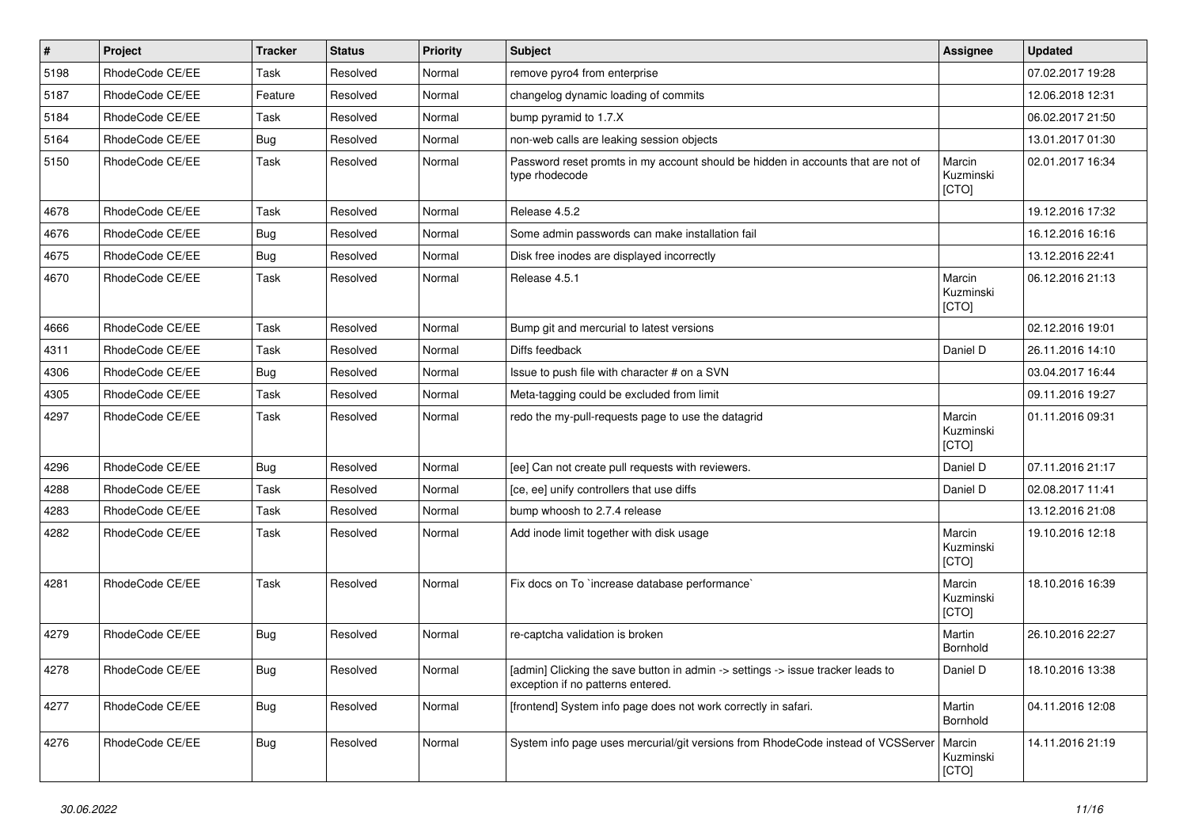| # | Project | Tracker | Status | Priority | Subject | Assignee | Updated |
|---|---|---|---|---|---|---|---|
| 5198 | RhodeCode CE/EE | Task | Resolved | Normal | remove pyro4 from enterprise | | 07.02.2017 19:28 |
| 5187 | RhodeCode CE/EE | Feature | Resolved | Normal | changelog dynamic loading of commits | | 12.06.2018 12:31 |
| 5184 | RhodeCode CE/EE | Task | Resolved | Normal | bump pyramid to 1.7.X | | 06.02.2017 21:50 |
| 5164 | RhodeCode CE/EE | Bug | Resolved | Normal | non-web calls are leaking session objects | | 13.01.2017 01:30 |
| 5150 | RhodeCode CE/EE | Task | Resolved | Normal | Password reset promts in my account should be hidden in accounts that are not of type rhodecode | Marcin Kuzminski [CTO] | 02.01.2017 16:34 |
| 4678 | RhodeCode CE/EE | Task | Resolved | Normal | Release 4.5.2 | | 19.12.2016 17:32 |
| 4676 | RhodeCode CE/EE | Bug | Resolved | Normal | Some admin passwords can make installation fail | | 16.12.2016 16:16 |
| 4675 | RhodeCode CE/EE | Bug | Resolved | Normal | Disk free inodes are displayed incorrectly | | 13.12.2016 22:41 |
| 4670 | RhodeCode CE/EE | Task | Resolved | Normal | Release 4.5.1 | Marcin Kuzminski [CTO] | 06.12.2016 21:13 |
| 4666 | RhodeCode CE/EE | Task | Resolved | Normal | Bump git and mercurial to latest versions | | 02.12.2016 19:01 |
| 4311 | RhodeCode CE/EE | Task | Resolved | Normal | Diffs feedback | Daniel D | 26.11.2016 14:10 |
| 4306 | RhodeCode CE/EE | Bug | Resolved | Normal | Issue to push file with character # on a SVN | | 03.04.2017 16:44 |
| 4305 | RhodeCode CE/EE | Task | Resolved | Normal | Meta-tagging could be excluded from limit | | 09.11.2016 19:27 |
| 4297 | RhodeCode CE/EE | Task | Resolved | Normal | redo the my-pull-requests page to use the datagrid | Marcin Kuzminski [CTO] | 01.11.2016 09:31 |
| 4296 | RhodeCode CE/EE | Bug | Resolved | Normal | [ee] Can not create pull requests with reviewers. | Daniel D | 07.11.2016 21:17 |
| 4288 | RhodeCode CE/EE | Task | Resolved | Normal | [ce, ee] unify controllers that use diffs | Daniel D | 02.08.2017 11:41 |
| 4283 | RhodeCode CE/EE | Task | Resolved | Normal | bump whoosh to 2.7.4 release | | 13.12.2016 21:08 |
| 4282 | RhodeCode CE/EE | Task | Resolved | Normal | Add inode limit together with disk usage | Marcin Kuzminski [CTO] | 19.10.2016 12:18 |
| 4281 | RhodeCode CE/EE | Task | Resolved | Normal | Fix docs on To `increase database performance` | Marcin Kuzminski [CTO] | 18.10.2016 16:39 |
| 4279 | RhodeCode CE/EE | Bug | Resolved | Normal | re-captcha validation is broken | Martin Bornhold | 26.10.2016 22:27 |
| 4278 | RhodeCode CE/EE | Bug | Resolved | Normal | [admin] Clicking the save button in admin -> settings -> issue tracker leads to exception if no patterns entered. | Daniel D | 18.10.2016 13:38 |
| 4277 | RhodeCode CE/EE | Bug | Resolved | Normal | [frontend] System info page does not work correctly in safari. | Martin Bornhold | 04.11.2016 12:08 |
| 4276 | RhodeCode CE/EE | Bug | Resolved | Normal | System info page uses mercurial/git versions from RhodeCode instead of VCSServer | Marcin Kuzminski [CTO] | 14.11.2016 21:19 |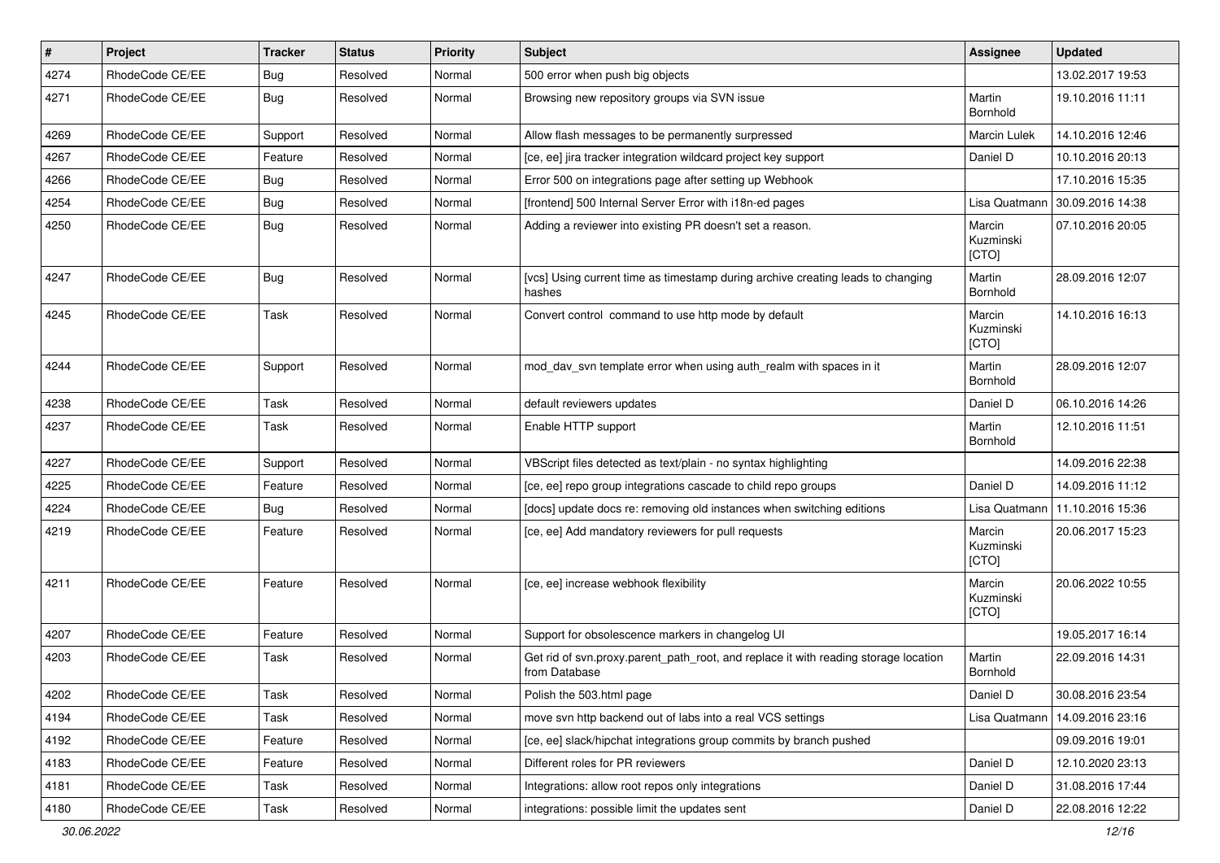| # | Project | Tracker | Status | Priority | Subject | Assignee | Updated |
|---|---|---|---|---|---|---|---|
| 4274 | RhodeCode CE/EE | Bug | Resolved | Normal | 500 error when push big objects | | 13.02.2017 19:53 |
| 4271 | RhodeCode CE/EE | Bug | Resolved | Normal | Browsing new repository groups via SVN issue | Martin Bornhold | 19.10.2016 11:11 |
| 4269 | RhodeCode CE/EE | Support | Resolved | Normal | Allow flash messages to be permanently surpressed | Marcin Lulek | 14.10.2016 12:46 |
| 4267 | RhodeCode CE/EE | Feature | Resolved | Normal | [ce, ee] jira tracker integration wildcard project key support | Daniel D | 10.10.2016 20:13 |
| 4266 | RhodeCode CE/EE | Bug | Resolved | Normal | Error 500 on integrations page after setting up Webhook | | 17.10.2016 15:35 |
| 4254 | RhodeCode CE/EE | Bug | Resolved | Normal | [frontend] 500 Internal Server Error with i18n-ed pages | Lisa Quatmann | 30.09.2016 14:38 |
| 4250 | RhodeCode CE/EE | Bug | Resolved | Normal | Adding a reviewer into existing PR doesn't set a reason. | Marcin Kuzminski [CTO] | 07.10.2016 20:05 |
| 4247 | RhodeCode CE/EE | Bug | Resolved | Normal | [vcs] Using current time as timestamp during archive creating leads to changing hashes | Martin Bornhold | 28.09.2016 12:07 |
| 4245 | RhodeCode CE/EE | Task | Resolved | Normal | Convert control command to use http mode by default | Marcin Kuzminski [CTO] | 14.10.2016 16:13 |
| 4244 | RhodeCode CE/EE | Support | Resolved | Normal | mod_dav_svn template error when using auth_realm with spaces in it | Martin Bornhold | 28.09.2016 12:07 |
| 4238 | RhodeCode CE/EE | Task | Resolved | Normal | default reviewers updates | Daniel D | 06.10.2016 14:26 |
| 4237 | RhodeCode CE/EE | Task | Resolved | Normal | Enable HTTP support | Martin Bornhold | 12.10.2016 11:51 |
| 4227 | RhodeCode CE/EE | Support | Resolved | Normal | VBScript files detected as text/plain - no syntax highlighting | | 14.09.2016 22:38 |
| 4225 | RhodeCode CE/EE | Feature | Resolved | Normal | [ce, ee] repo group integrations cascade to child repo groups | Daniel D | 14.09.2016 11:12 |
| 4224 | RhodeCode CE/EE | Bug | Resolved | Normal | [docs] update docs re: removing old instances when switching editions | Lisa Quatmann | 11.10.2016 15:36 |
| 4219 | RhodeCode CE/EE | Feature | Resolved | Normal | [ce, ee] Add mandatory reviewers for pull requests | Marcin Kuzminski [CTO] | 20.06.2017 15:23 |
| 4211 | RhodeCode CE/EE | Feature | Resolved | Normal | [ce, ee] increase webhook flexibility | Marcin Kuzminski [CTO] | 20.06.2022 10:55 |
| 4207 | RhodeCode CE/EE | Feature | Resolved | Normal | Support for obsolescence markers in changelog UI | | 19.05.2017 16:14 |
| 4203 | RhodeCode CE/EE | Task | Resolved | Normal | Get rid of svn.proxy.parent_path_root, and replace it with reading storage location from Database | Martin Bornhold | 22.09.2016 14:31 |
| 4202 | RhodeCode CE/EE | Task | Resolved | Normal | Polish the 503.html page | Daniel D | 30.08.2016 23:54 |
| 4194 | RhodeCode CE/EE | Task | Resolved | Normal | move svn http backend out of labs into a real VCS settings | Lisa Quatmann | 14.09.2016 23:16 |
| 4192 | RhodeCode CE/EE | Feature | Resolved | Normal | [ce, ee] slack/hipchat integrations group commits by branch pushed | | 09.09.2016 19:01 |
| 4183 | RhodeCode CE/EE | Feature | Resolved | Normal | Different roles for PR reviewers | Daniel D | 12.10.2020 23:13 |
| 4181 | RhodeCode CE/EE | Task | Resolved | Normal | Integrations: allow root repos only integrations | Daniel D | 31.08.2016 17:44 |
| 4180 | RhodeCode CE/EE | Task | Resolved | Normal | integrations: possible limit the updates sent | Daniel D | 22.08.2016 12:22 |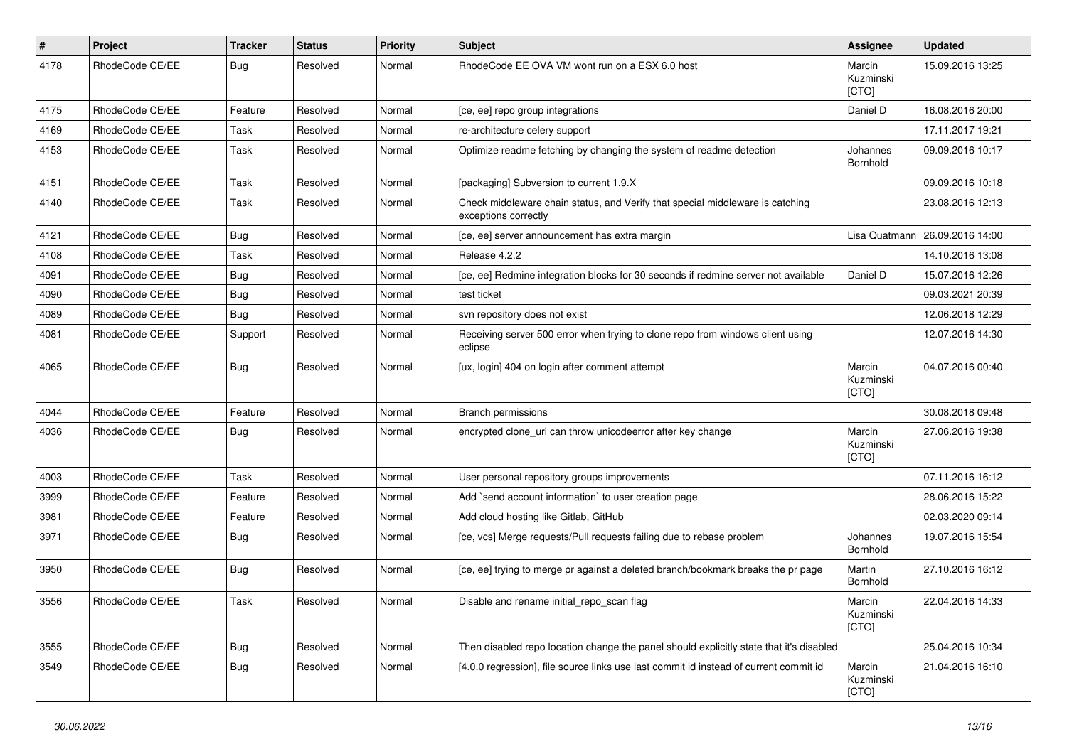| # | Project | Tracker | Status | Priority | Subject | Assignee | Updated |
|---|---|---|---|---|---|---|---|
| 4178 | RhodeCode CE/EE | Bug | Resolved | Normal | RhodeCode EE OVA VM wont run on a ESX 6.0 host | Marcin Kuzminski [CTO] | 15.09.2016 13:25 |
| 4175 | RhodeCode CE/EE | Feature | Resolved | Normal | [ce, ee] repo group integrations | Daniel D | 16.08.2016 20:00 |
| 4169 | RhodeCode CE/EE | Task | Resolved | Normal | re-architecture celery support | | 17.11.2017 19:21 |
| 4153 | RhodeCode CE/EE | Task | Resolved | Normal | Optimize readme fetching by changing the system of readme detection | Johannes Bornhold | 09.09.2016 10:17 |
| 4151 | RhodeCode CE/EE | Task | Resolved | Normal | [packaging] Subversion to current 1.9.X | | 09.09.2016 10:18 |
| 4140 | RhodeCode CE/EE | Task | Resolved | Normal | Check middleware chain status, and Verify that special middleware is catching exceptions correctly | | 23.08.2016 12:13 |
| 4121 | RhodeCode CE/EE | Bug | Resolved | Normal | [ce, ee] server announcement has extra margin | Lisa Quatmann | 26.09.2016 14:00 |
| 4108 | RhodeCode CE/EE | Task | Resolved | Normal | Release 4.2.2 | | 14.10.2016 13:08 |
| 4091 | RhodeCode CE/EE | Bug | Resolved | Normal | [ce, ee] Redmine integration blocks for 30 seconds if redmine server not available | Daniel D | 15.07.2016 12:26 |
| 4090 | RhodeCode CE/EE | Bug | Resolved | Normal | test ticket | | 09.03.2021 20:39 |
| 4089 | RhodeCode CE/EE | Bug | Resolved | Normal | svn repository does not exist | | 12.06.2018 12:29 |
| 4081 | RhodeCode CE/EE | Support | Resolved | Normal | Receiving server 500 error when trying to clone repo from windows client using eclipse | | 12.07.2016 14:30 |
| 4065 | RhodeCode CE/EE | Bug | Resolved | Normal | [ux, login] 404 on login after comment attempt | Marcin Kuzminski [CTO] | 04.07.2016 00:40 |
| 4044 | RhodeCode CE/EE | Feature | Resolved | Normal | Branch permissions | | 30.08.2018 09:48 |
| 4036 | RhodeCode CE/EE | Bug | Resolved | Normal | encrypted clone_uri can throw unicodeerror after key change | Marcin Kuzminski [CTO] | 27.06.2016 19:38 |
| 4003 | RhodeCode CE/EE | Task | Resolved | Normal | User personal repository groups improvements | | 07.11.2016 16:12 |
| 3999 | RhodeCode CE/EE | Feature | Resolved | Normal | Add `send account information` to user creation page | | 28.06.2016 15:22 |
| 3981 | RhodeCode CE/EE | Feature | Resolved | Normal | Add cloud hosting like Gitlab, GitHub | | 02.03.2020 09:14 |
| 3971 | RhodeCode CE/EE | Bug | Resolved | Normal | [ce, vcs] Merge requests/Pull requests failing due to rebase problem | Johannes Bornhold | 19.07.2016 15:54 |
| 3950 | RhodeCode CE/EE | Bug | Resolved | Normal | [ce, ee] trying to merge pr against a deleted branch/bookmark breaks the pr page | Martin Bornhold | 27.10.2016 16:12 |
| 3556 | RhodeCode CE/EE | Task | Resolved | Normal | Disable and rename initial_repo_scan flag | Marcin Kuzminski [CTO] | 22.04.2016 14:33 |
| 3555 | RhodeCode CE/EE | Bug | Resolved | Normal | Then disabled repo location change the panel should explicitly state that it's disabled | | 25.04.2016 10:34 |
| 3549 | RhodeCode CE/EE | Bug | Resolved | Normal | [4.0.0 regression], file source links use last commit id instead of current commit id | Marcin Kuzminski [CTO] | 21.04.2016 16:10 |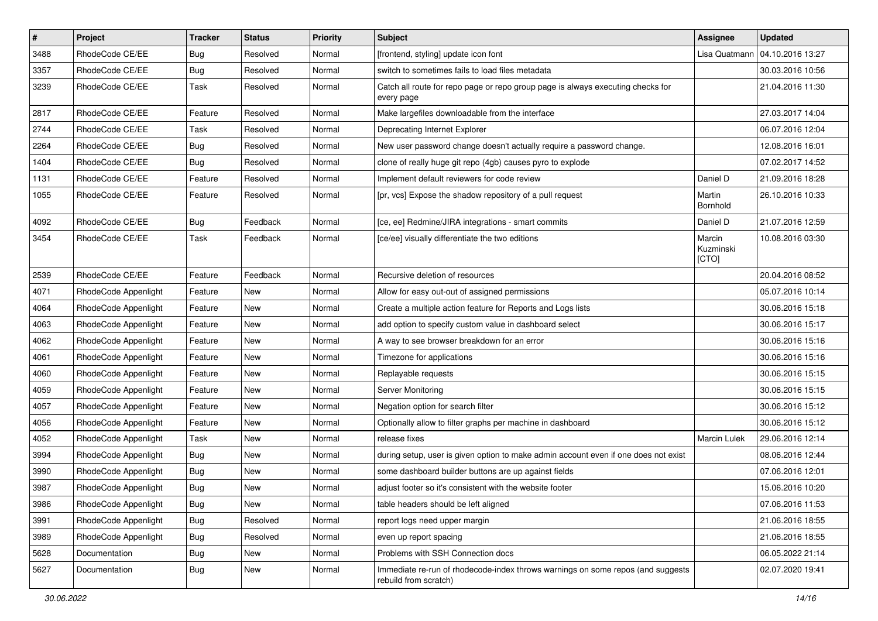| # | Project | Tracker | Status | Priority | Subject | Assignee | Updated |
|---|---|---|---|---|---|---|---|
| 3488 | RhodeCode CE/EE | Bug | Resolved | Normal | [frontend, styling] update icon font | Lisa Quatmann | 04.10.2016 13:27 |
| 3357 | RhodeCode CE/EE | Bug | Resolved | Normal | switch to sometimes fails to load files metadata | | 30.03.2016 10:56 |
| 3239 | RhodeCode CE/EE | Task | Resolved | Normal | Catch all route for repo page or repo group page is always executing checks for every page | | 21.04.2016 11:30 |
| 2817 | RhodeCode CE/EE | Feature | Resolved | Normal | Make largefiles downloadable from the interface | | 27.03.2017 14:04 |
| 2744 | RhodeCode CE/EE | Task | Resolved | Normal | Deprecating Internet Explorer | | 06.07.2016 12:04 |
| 2264 | RhodeCode CE/EE | Bug | Resolved | Normal | New user password change doesn't actually require a password change. | | 12.08.2016 16:01 |
| 1404 | RhodeCode CE/EE | Bug | Resolved | Normal | clone of really huge git repo (4gb) causes pyro to explode | | 07.02.2017 14:52 |
| 1131 | RhodeCode CE/EE | Feature | Resolved | Normal | Implement default reviewers for code review | Daniel D | 21.09.2016 18:28 |
| 1055 | RhodeCode CE/EE | Feature | Resolved | Normal | [pr, vcs] Expose the shadow repository of a pull request | Martin Bornhold | 26.10.2016 10:33 |
| 4092 | RhodeCode CE/EE | Bug | Feedback | Normal | [ce, ee] Redmine/JIRA integrations - smart commits | Daniel D | 21.07.2016 12:59 |
| 3454 | RhodeCode CE/EE | Task | Feedback | Normal | [ce/ee] visually differentiate the two editions | Marcin Kuzminski [CTO] | 10.08.2016 03:30 |
| 2539 | RhodeCode CE/EE | Feature | Feedback | Normal | Recursive deletion of resources | | 20.04.2016 08:52 |
| 4071 | RhodeCode Appenlight | Feature | New | Normal | Allow for easy out-out of assigned permissions | | 05.07.2016 10:14 |
| 4064 | RhodeCode Appenlight | Feature | New | Normal | Create a multiple action feature for Reports and Logs lists | | 30.06.2016 15:18 |
| 4063 | RhodeCode Appenlight | Feature | New | Normal | add option to specify custom value in dashboard select | | 30.06.2016 15:17 |
| 4062 | RhodeCode Appenlight | Feature | New | Normal | A way to see browser breakdown for an error | | 30.06.2016 15:16 |
| 4061 | RhodeCode Appenlight | Feature | New | Normal | Timezone for applications | | 30.06.2016 15:16 |
| 4060 | RhodeCode Appenlight | Feature | New | Normal | Replayable requests | | 30.06.2016 15:15 |
| 4059 | RhodeCode Appenlight | Feature | New | Normal | Server Monitoring | | 30.06.2016 15:15 |
| 4057 | RhodeCode Appenlight | Feature | New | Normal | Negation option for search filter | | 30.06.2016 15:12 |
| 4056 | RhodeCode Appenlight | Feature | New | Normal | Optionally allow to filter graphs per machine in dashboard | | 30.06.2016 15:12 |
| 4052 | RhodeCode Appenlight | Task | New | Normal | release fixes | Marcin Lulek | 29.06.2016 12:14 |
| 3994 | RhodeCode Appenlight | Bug | New | Normal | during setup, user is given option to make admin account even if one does not exist | | 08.06.2016 12:44 |
| 3990 | RhodeCode Appenlight | Bug | New | Normal | some dashboard builder buttons are up against fields | | 07.06.2016 12:01 |
| 3987 | RhodeCode Appenlight | Bug | New | Normal | adjust footer so it's consistent with the website footer | | 15.06.2016 10:20 |
| 3986 | RhodeCode Appenlight | Bug | New | Normal | table headers should be left aligned | | 07.06.2016 11:53 |
| 3991 | RhodeCode Appenlight | Bug | Resolved | Normal | report logs need upper margin | | 21.06.2016 18:55 |
| 3989 | RhodeCode Appenlight | Bug | Resolved | Normal | even up report spacing | | 21.06.2016 18:55 |
| 5628 | Documentation | Bug | New | Normal | Problems with SSH Connection docs | | 06.05.2022 21:14 |
| 5627 | Documentation | Bug | New | Normal | Immediate re-run of rhodecode-index throws warnings on some repos (and suggests rebuild from scratch) | | 02.07.2020 19:41 |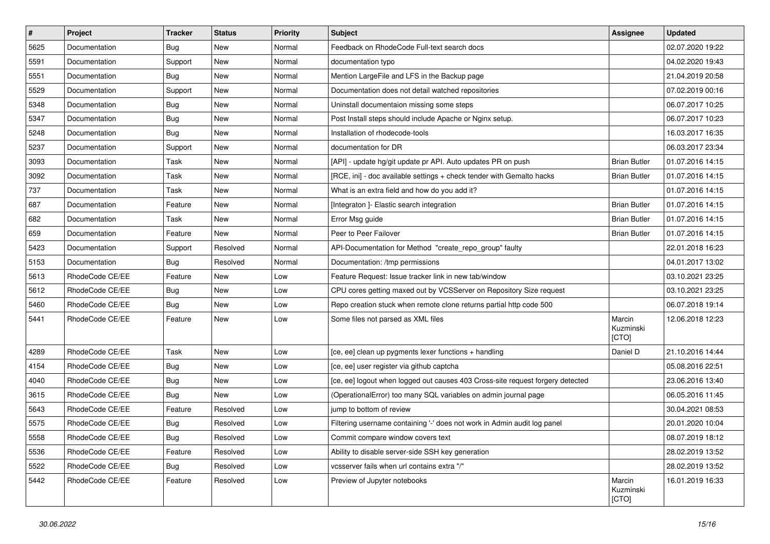| # | Project | Tracker | Status | Priority | Subject | Assignee | Updated |
|---|---|---|---|---|---|---|---|
| 5625 | Documentation | Bug | New | Normal | Feedback on RhodeCode Full-text search docs | | 02.07.2020 19:22 |
| 5591 | Documentation | Support | New | Normal | documentation typo | | 04.02.2020 19:43 |
| 5551 | Documentation | Bug | New | Normal | Mention LargeFile and LFS in the Backup page | | 21.04.2019 20:58 |
| 5529 | Documentation | Support | New | Normal | Documentation does not detail watched repositories | | 07.02.2019 00:16 |
| 5348 | Documentation | Bug | New | Normal | Uninstall documentaion missing some steps | | 06.07.2017 10:25 |
| 5347 | Documentation | Bug | New | Normal | Post Install steps should include Apache or Nginx setup. | | 06.07.2017 10:23 |
| 5248 | Documentation | Bug | New | Normal | Installation of rhodecode-tools | | 16.03.2017 16:35 |
| 5237 | Documentation | Support | New | Normal | documentation for DR | | 06.03.2017 23:34 |
| 3093 | Documentation | Task | New | Normal | [API] - update hg/git update pr API. Auto updates PR on push | Brian Butler | 01.07.2016 14:15 |
| 3092 | Documentation | Task | New | Normal | [RCE, ini] - doc available settings + check tender with Gemalto hacks | Brian Butler | 01.07.2016 14:15 |
| 737 | Documentation | Task | New | Normal | What is an extra field and how do you add it? | | 01.07.2016 14:15 |
| 687 | Documentation | Feature | New | Normal | [Integraton ]- Elastic search integration | Brian Butler | 01.07.2016 14:15 |
| 682 | Documentation | Task | New | Normal | Error Msg guide | Brian Butler | 01.07.2016 14:15 |
| 659 | Documentation | Feature | New | Normal | Peer to Peer Failover | Brian Butler | 01.07.2016 14:15 |
| 5423 | Documentation | Support | Resolved | Normal | API-Documentation for Method "create_repo_group" faulty | | 22.01.2018 16:23 |
| 5153 | Documentation | Bug | Resolved | Normal | Documentation: /tmp permissions | | 04.01.2017 13:02 |
| 5613 | RhodeCode CE/EE | Feature | New | Low | Feature Request: Issue tracker link in new tab/window | | 03.10.2021 23:25 |
| 5612 | RhodeCode CE/EE | Bug | New | Low | CPU cores getting maxed out by VCSServer on Repository Size request | | 03.10.2021 23:25 |
| 5460 | RhodeCode CE/EE | Bug | New | Low | Repo creation stuck when remote clone returns partial http code 500 | | 06.07.2018 19:14 |
| 5441 | RhodeCode CE/EE | Feature | New | Low | Some files not parsed as XML files | Marcin Kuzminski [CTO] | 12.06.2018 12:23 |
| 4289 | RhodeCode CE/EE | Task | New | Low | [ce, ee] clean up pygments lexer functions + handling | Daniel D | 21.10.2016 14:44 |
| 4154 | RhodeCode CE/EE | Bug | New | Low | [ce, ee] user register via github captcha | | 05.08.2016 22:51 |
| 4040 | RhodeCode CE/EE | Bug | New | Low | [ce, ee] logout when logged out causes 403 Cross-site request forgery detected | | 23.06.2016 13:40 |
| 3615 | RhodeCode CE/EE | Bug | New | Low | (OperationalError) too many SQL variables on admin journal page | | 06.05.2016 11:45 |
| 5643 | RhodeCode CE/EE | Feature | Resolved | Low | jump to bottom of review | | 30.04.2021 08:53 |
| 5575 | RhodeCode CE/EE | Bug | Resolved | Low | Filtering username containing '-' does not work in Admin audit log panel | | 20.01.2020 10:04 |
| 5558 | RhodeCode CE/EE | Bug | Resolved | Low | Commit compare window covers text | | 08.07.2019 18:12 |
| 5536 | RhodeCode CE/EE | Feature | Resolved | Low | Ability to disable server-side SSH key generation | | 28.02.2019 13:52 |
| 5522 | RhodeCode CE/EE | Bug | Resolved | Low | vcsserver fails when url contains extra "/" | | 28.02.2019 13:52 |
| 5442 | RhodeCode CE/EE | Feature | Resolved | Low | Preview of Jupyter notebooks | Marcin Kuzminski [CTO] | 16.01.2019 16:33 |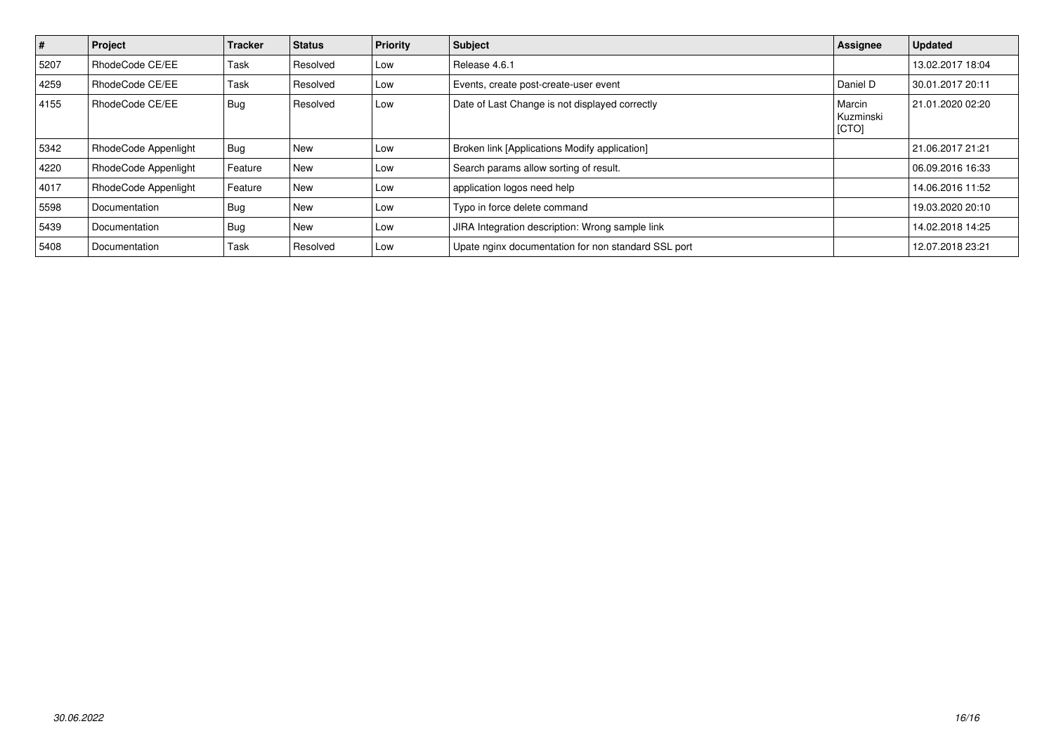| # | Project | Tracker | Status | Priority | Subject | Assignee | Updated |
|---|---|---|---|---|---|---|---|
| 5207 | RhodeCode CE/EE | Task | Resolved | Low | Release 4.6.1 | | 13.02.2017 18:04 |
| 4259 | RhodeCode CE/EE | Task | Resolved | Low | Events, create post-create-user event | Daniel D | 30.01.2017 20:11 |
| 4155 | RhodeCode CE/EE | Bug | Resolved | Low | Date of Last Change is not displayed correctly | Marcin Kuzminski [CTO] | 21.01.2020 02:20 |
| 5342 | RhodeCode Appenlight | Bug | New | Low | Broken link [Applications Modify application] | | 21.06.2017 21:21 |
| 4220 | RhodeCode Appenlight | Feature | New | Low | Search params allow sorting of result. | | 06.09.2016 16:33 |
| 4017 | RhodeCode Appenlight | Feature | New | Low | application logos need help | | 14.06.2016 11:52 |
| 5598 | Documentation | Bug | New | Low | Typo in force delete command | | 19.03.2020 20:10 |
| 5439 | Documentation | Bug | New | Low | JIRA Integration description: Wrong sample link | | 14.02.2018 14:25 |
| 5408 | Documentation | Task | Resolved | Low | Upate nginx documentation for non standard SSL port | | 12.07.2018 23:21 |